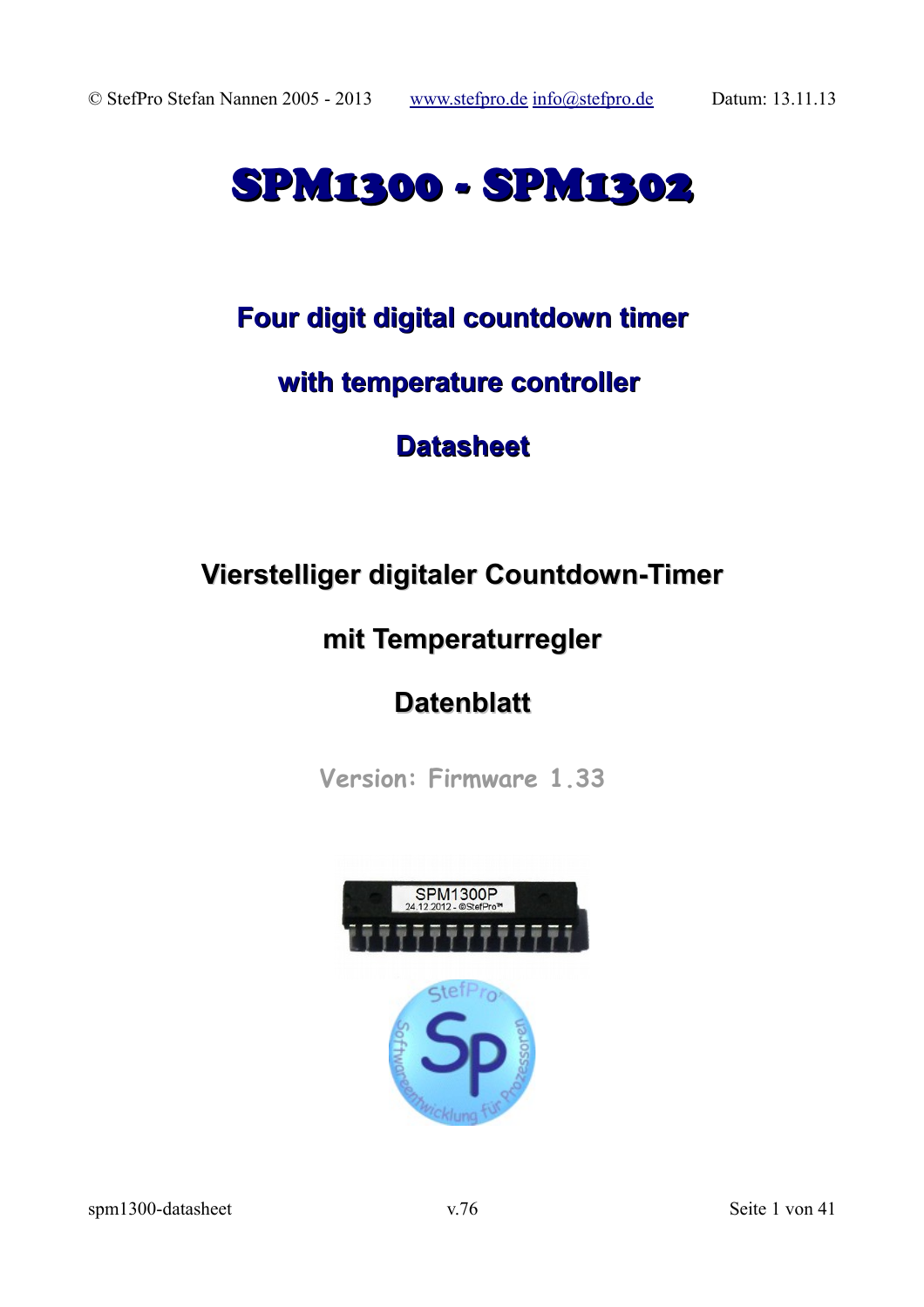# SPM1300 - SPM1302

## Four digit digital countdown timer

## with temperature controller

## Datasheet

## Vierstelliger digitaler Countdown-Timer

## mit Temperaturregler

## Datenblatt

**Version: Firmware 1.33**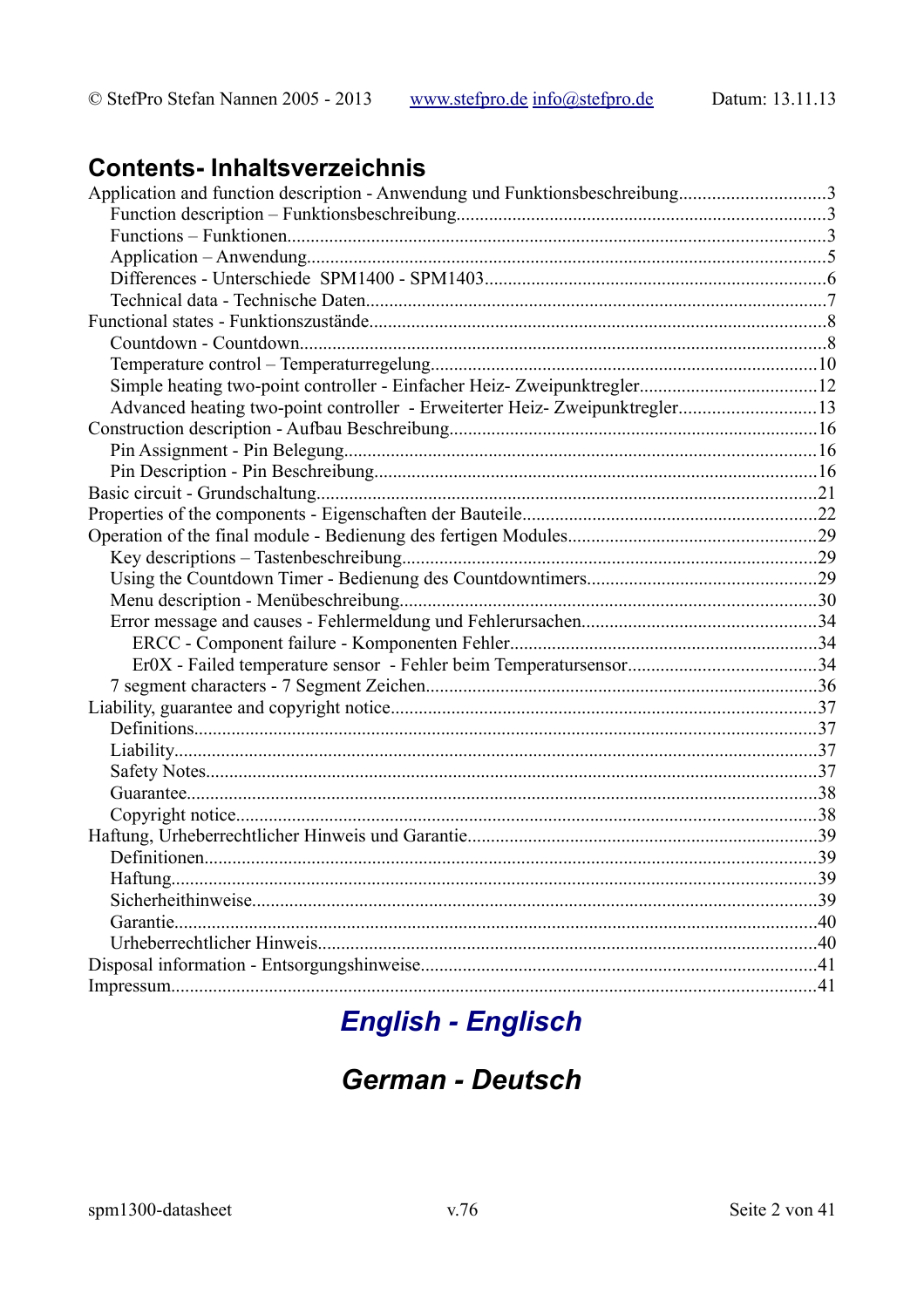# Contents- Inhaltsverzeichnis

- Application and function description - Anwendung und Funktionsbeschreibung....3
  - Function description – Funktionsbeschreibung....3
  - Functions – Funktionen....3
  - Application – Anwendung....5
  - Differences - Unterschiede SPM1400 - SPM1403....6
  - Technical data - Technische Daten....7
- Functional states - Funktionszustände....8
  - Countdown - Countdown....8
  - Temperature control – Temperaturregelung....10
  - Simple heating two-point controller - Einfacher Heiz- Zweipunktregler....12
  - Advanced heating two-point controller - Erweiterter Heiz- Zweipunktregler....13
- Construction description - Aufbau Beschreibung....16
  - Pin Assignment - Pin Belegung....16
  - Pin Description - Pin Beschreibung....16
- Basic circuit - Grundschaltung....21
- Properties of the components - Eigenschaften der Bauteile....22
- Operation of the final module - Bedienung des fertigen Modules....29
  - Key descriptions – Tastenbeschreibung....29
  - Using the Countdown Timer - Bedienung des Countdowntimers....29
  - Menu description - Menübeschreibung....30
  - Error message and causes - Fehlermeldung und Fehlerursachen....34
    - ERCC - Component failure - Komponenten Fehler....34
    - Er0X - Failed temperature sensor - Fehler beim Temperatursensor....34
  - 7 segment characters - 7 Segment Zeichen....36
- Liability, guarantee and copyright notice....37
  - Definitions....37
  - Liability....37
  - Safety Notes....37
  - Guarantee....38
  - Copyright notice....38
- Haftung, Urheberrechtlicher Hinweis und Garantie....39
  - Definitionen....39
  - Haftung....39
  - Sicherheithinweise....39
  - Garantie....40
  - Urheberrechtlicher Hinweis....40
- Disposal information - Entsorgungshinweise....41
- Impressum....41

## *English - Englisch*

## *German - Deutsch*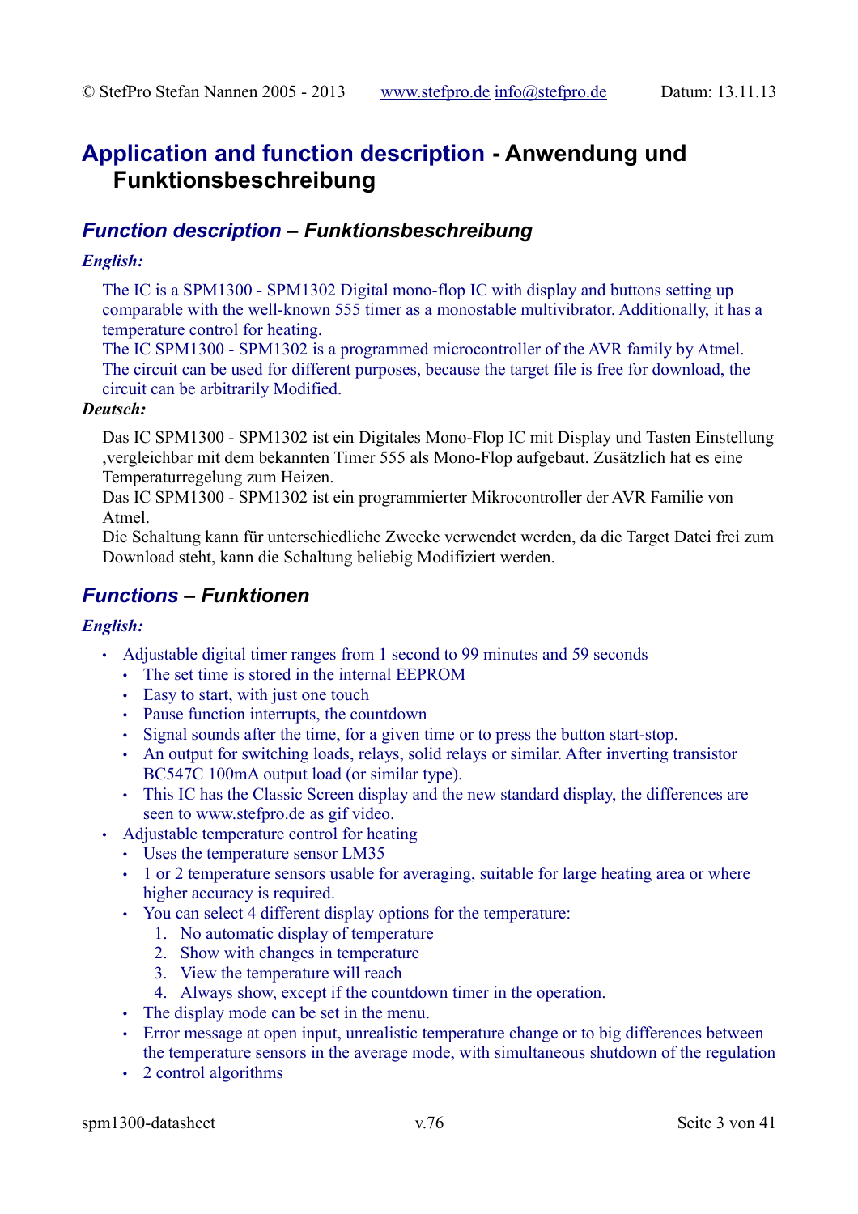# Application and function description - Anwendung und Funktionsbeschreibung

## *Function description – Funktionsbeschreibung*

***English:***

The IC is a SPM1300 - SPM1302 Digital mono-flop IC with display and buttons setting up comparable with the well-known 555 timer as a monostable multivibrator. Additionally, it has a temperature control for heating.
The IC SPM1300 - SPM1302 is a programmed microcontroller of the AVR family by Atmel.
The circuit can be used for different purposes, because the target file is free for download, the circuit can be arbitrarily Modified.

***Deutsch:***

Das IC SPM1300 - SPM1302 ist ein Digitales Mono-Flop IC mit Display und Tasten Einstellung ,vergleichbar mit dem bekannten Timer 555 als Mono-Flop aufgebaut. Zusätzlich hat es eine Temperaturregelung zum Heizen.
Das IC SPM1300 - SPM1302 ist ein programmierter Mikrocontroller der AVR Familie von Atmel.
Die Schaltung kann für unterschiedliche Zwecke verwendet werden, da die Target Datei frei zum Download steht, kann die Schaltung beliebig Modifiziert werden.

## *Functions – Funktionen*

***English:***

- Adjustable digital timer ranges from 1 second to 99 minutes and 59 seconds
  - The set time is stored in the internal EEPROM
  - Easy to start, with just one touch
  - Pause function interrupts, the countdown
  - Signal sounds after the time, for a given time or to press the button start-stop.
  - An output for switching loads, relays, solid relays or similar. After inverting transistor BC547C 100mA output load (or similar type).
  - This IC has the Classic Screen display and the new standard display, the differences are seen to www.stefpro.de as gif video.
- Adjustable temperature control for heating
  - Uses the temperature sensor LM35
  - 1 or 2 temperature sensors usable for averaging, suitable for large heating area or where higher accuracy is required.
  - You can select 4 different display options for the temperature:
    1. No automatic display of temperature
    2. Show with changes in temperature
    3. View the temperature will reach
    4. Always show, except if the countdown timer in the operation.
  - The display mode can be set in the menu.
  - Error message at open input, unrealistic temperature change or to big differences between the temperature sensors in the average mode, with simultaneous shutdown of the regulation
  - 2 control algorithms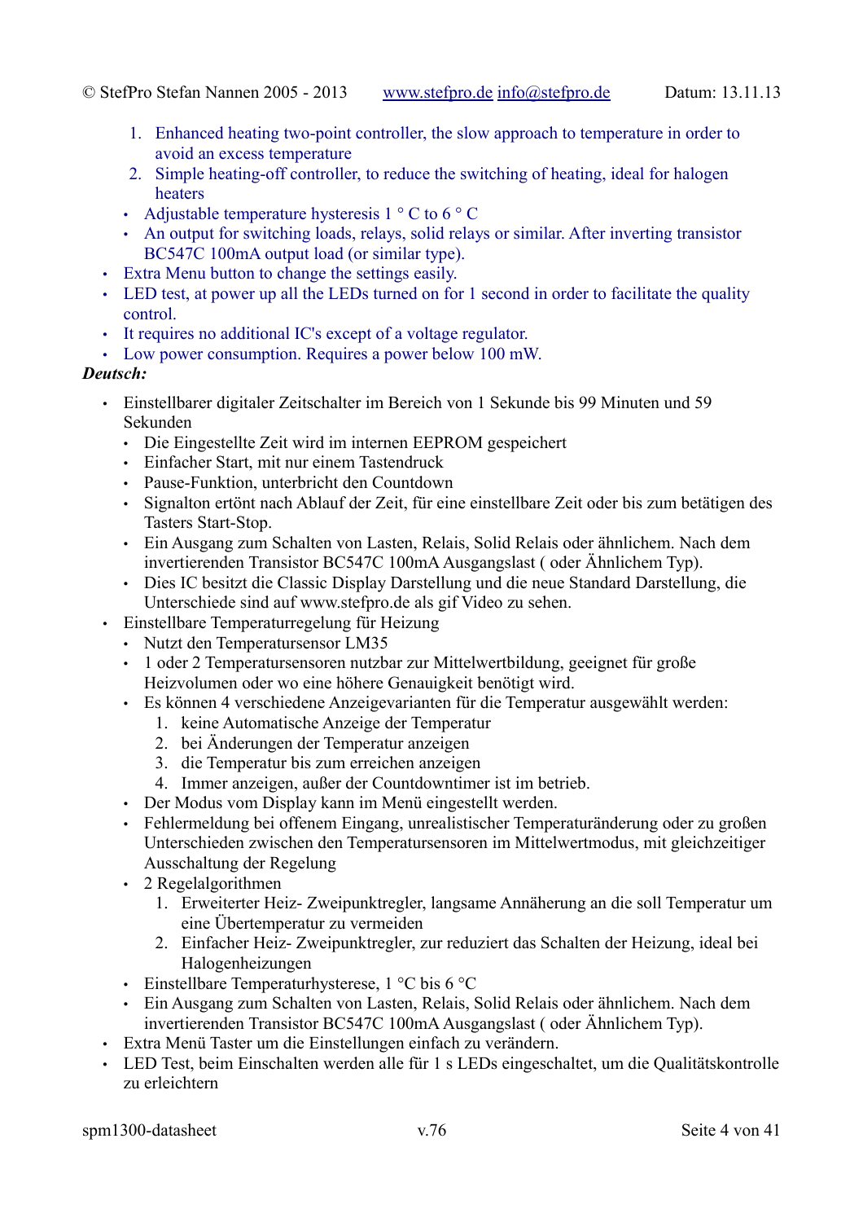1. Enhanced heating two-point controller, the slow approach to temperature in order to avoid an excess temperature
2. Simple heating-off controller, to reduce the switching of heating, ideal for halogen heaters

    - Adjustable temperature hysteresis 1 ° C to 6 ° C
    - An output for switching loads, relays, solid relays or similar. After inverting transistor BC547C 100mA output load (or similar type).

- Extra Menu button to change the settings easily.
- LED test, at power up all the LEDs turned on for 1 second in order to facilitate the quality control.
- It requires no additional IC's except of a voltage regulator.
- Low power consumption. Requires a power below 100 mW.

***Deutsch:***

- Einstellbarer digitaler Zeitschalter im Bereich von 1 Sekunde bis 99 Minuten und 59 Sekunden
    - Die Eingestellte Zeit wird im internen EEPROM gespeichert
    - Einfacher Start, mit nur einem Tastendruck
    - Pause-Funktion, unterbricht den Countdown
    - Signalton ertönt nach Ablauf der Zeit, für eine einstellbare Zeit oder bis zum betätigen des Tasters Start-Stop.
    - Ein Ausgang zum Schalten von Lasten, Relais, Solid Relais oder ähnlichem. Nach dem invertierenden Transistor BC547C 100mA Ausgangslast ( oder Ähnlichem Typ).
    - Dies IC besitzt die Classic Display Darstellung und die neue Standard Darstellung, die Unterschiede sind auf www.stefpro.de als gif Video zu sehen.
- Einstellbare Temperaturregelung für Heizung
    - Nutzt den Temperatursensor LM35
    - 1 oder 2 Temperatursensoren nutzbar zur Mittelwertbildung, geeignet für große Heizvolumen oder wo eine höhere Genauigkeit benötigt wird.
    - Es können 4 verschiedene Anzeigevarianten für die Temperatur ausgewählt werden:
        1. keine Automatische Anzeige der Temperatur
        2. bei Änderungen der Temperatur anzeigen
        3. die Temperatur bis zum erreichen anzeigen
        4. Immer anzeigen, außer der Countdowntimer ist im betrieb.
    - Der Modus vom Display kann im Menü eingestellt werden.
    - Fehlermeldung bei offenem Eingang, unrealistischer Temperaturänderung oder zu großen Unterschieden zwischen den Temperatursensoren im Mittelwertmodus, mit gleichzeitiger Ausschaltung der Regelung
    - 2 Regelalgorithmen
        1. Erweiterter Heiz- Zweipunktregler, langsame Annäherung an die soll Temperatur um eine Übertemperatur zu vermeiden
        2. Einfacher Heiz- Zweipunktregler, zur reduziert das Schalten der Heizung, ideal bei Halogenheizungen
    - Einstellbare Temperaturhysterese, 1 °C bis 6 °C
    - Ein Ausgang zum Schalten von Lasten, Relais, Solid Relais oder ähnlichem. Nach dem invertierenden Transistor BC547C 100mA Ausgangslast ( oder Ähnlichem Typ).
- Extra Menü Taster um die Einstellungen einfach zu verändern.
- LED Test, beim Einschalten werden alle für 1 s LEDs eingeschaltet, um die Qualitätskontrolle zu erleichtern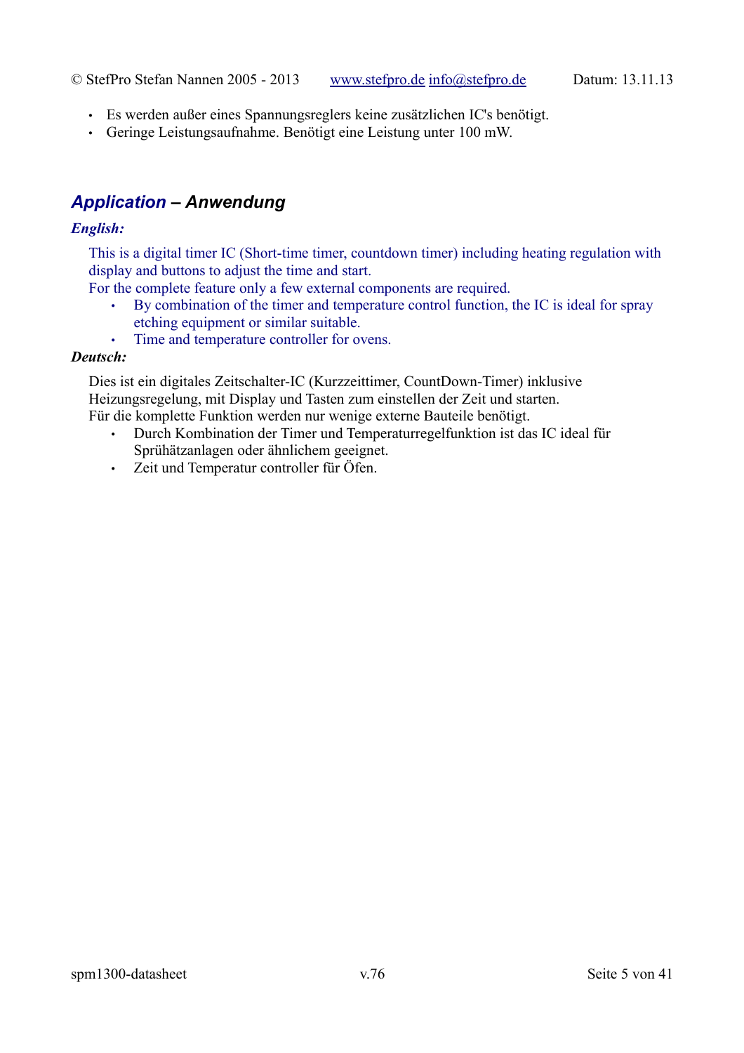- Es werden außer eines Spannungsreglers keine zusätzlichen IC's benötigt.
- Geringe Leistungsaufnahme. Benötigt eine Leistung unter 100 mW.

## *Application – Anwendung*

***English:***

This is a digital timer IC (Short-time timer, countdown timer) including heating regulation with display and buttons to adjust the time and start.
For the complete feature only a few external components are required.

- By combination of the timer and temperature control function, the IC is ideal for spray etching equipment or similar suitable.
- Time and temperature controller for ovens.

***Deutsch:***

Dies ist ein digitales Zeitschalter-IC (Kurzzeittimer, CountDown-Timer) inklusive Heizungsregelung, mit Display und Tasten zum einstellen der Zeit und starten.
Für die komplette Funktion werden nur wenige externe Bauteile benötigt.

- Durch Kombination der Timer und Temperaturregelfunktion ist das IC ideal für Sprühätzanlagen oder ähnlichem geeignet.
- Zeit und Temperatur controller für Öfen.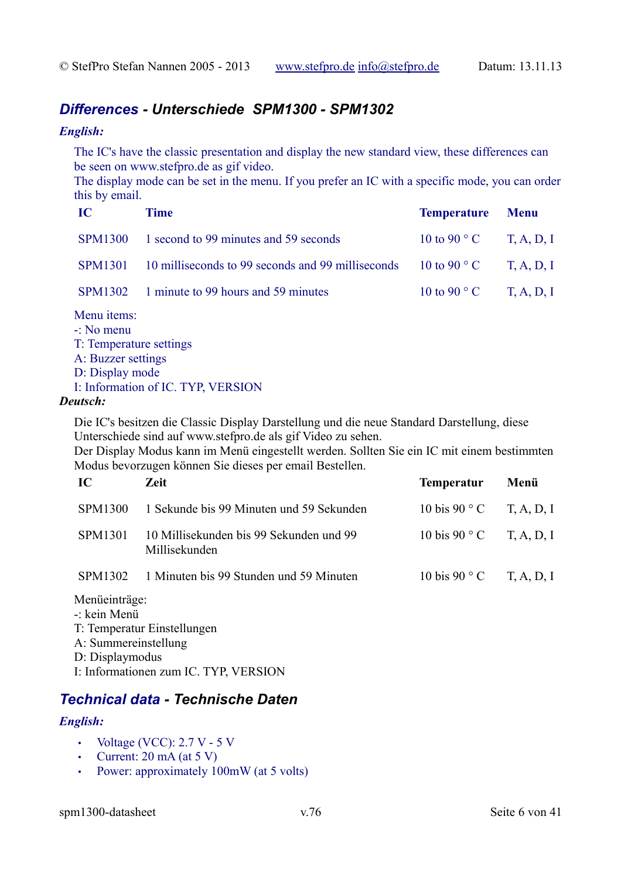## *Differences* - *Unterschiede SPM1300 - SPM1302*

***English:***

The IC's have the classic presentation and display the new standard view, these differences can be seen on www.stefpro.de as gif video.
The display mode can be set in the menu. If you prefer an IC with a specific mode, you can order this by email.

| IC | Time | Temperature | Menu |
|---|---|---|---|
| SPM1300 | 1 second to 99 minutes and 59 seconds | 10 to 90 ° C | T, A, D, I |
| SPM1301 | 10 milliseconds to 99 seconds and 99 milliseconds | 10 to 90 ° C | T, A, D, I |
| SPM1302 | 1 minute to 99 hours and 59 minutes | 10 to 90 ° C | T, A, D, I |

Menu items:
-: No menu
T: Temperature settings
A: Buzzer settings
D: Display mode
I: Information of IC. TYP, VERSION

***Deutsch:***

Die IC's besitzen die Classic Display Darstellung und die neue Standard Darstellung, diese Unterschiede sind auf www.stefpro.de als gif Video zu sehen.
Der Display Modus kann im Menü eingestellt werden. Sollten Sie ein IC mit einem bestimmten Modus bevorzugen können Sie dieses per email Bestellen.

| IC | Zeit | Temperatur | Menü |
|---|---|---|---|
| SPM1300 | 1 Sekunde bis 99 Minuten und 59 Sekunden | 10 bis 90 ° C | T, A, D, I |
| SPM1301 | 10 Millisekunden bis 99 Sekunden und 99 Millisekunden | 10 bis 90 ° C | T, A, D, I |
| SPM1302 | 1 Minuten bis 99 Stunden und 59 Minuten | 10 bis 90 ° C | T, A, D, I |

Menüeinträge:
-: kein Menü
T: Temperatur Einstellungen
A: Summereinstellung
D: Displaymodus
I: Informationen zum IC. TYP, VERSION

## *Technical data* - *Technische Daten*

***English:***

- Voltage (VCC): 2.7 V - 5 V
- Current: 20 mA (at 5 V)
- Power: approximately 100mW (at 5 volts)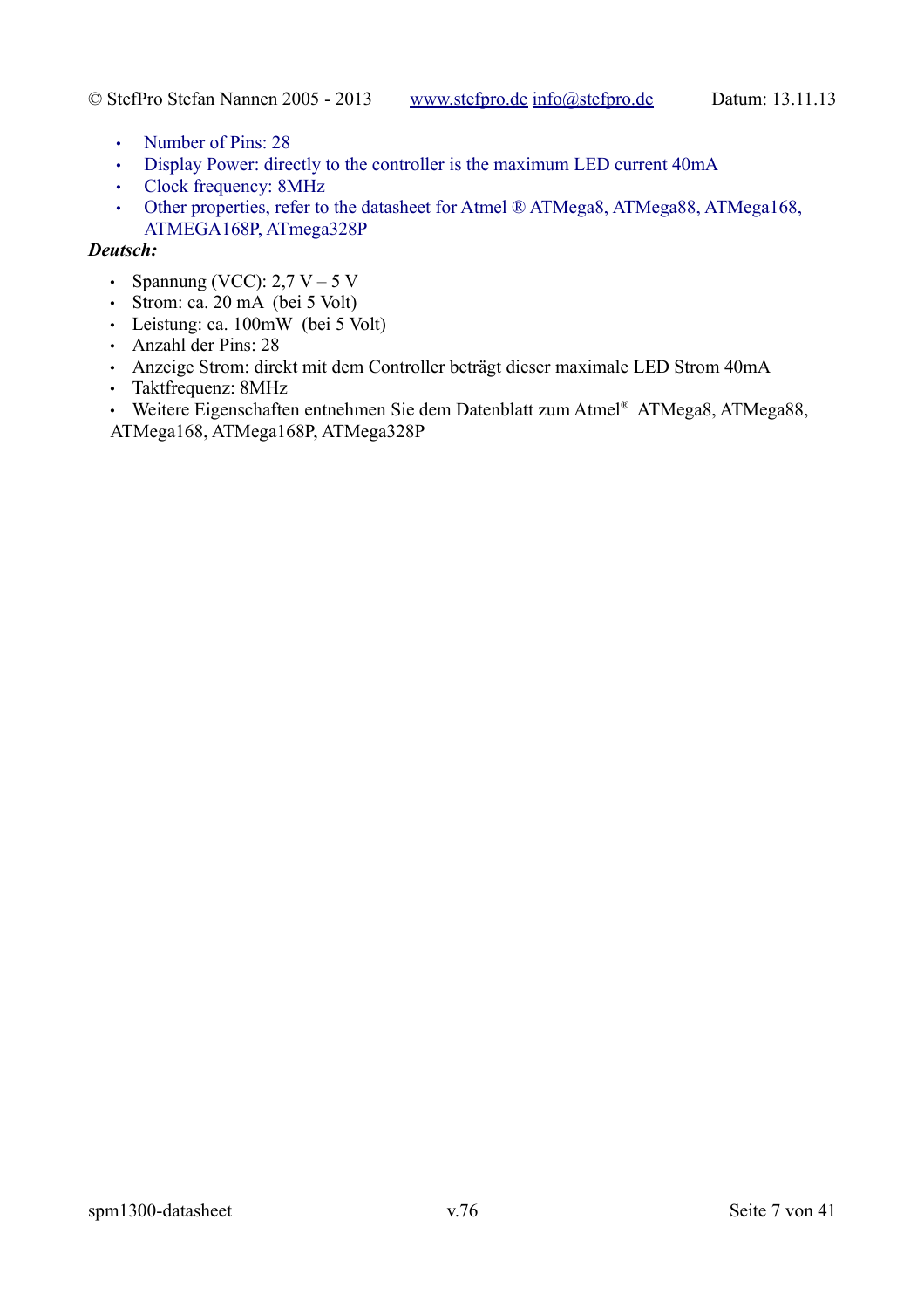- Number of Pins: 28
- Display Power: directly to the controller is the maximum LED current 40mA
- Clock frequency: 8MHz
- Other properties, refer to the datasheet for Atmel ® ATMega8, ATMega88, ATMega168, ATMEGA168P, ATmega328P

***Deutsch:***

- Spannung (VCC): 2,7 V – 5 V
- Strom: ca. 20 mA  (bei 5 Volt)
- Leistung: ca. 100mW  (bei 5 Volt)
- Anzahl der Pins: 28
- Anzeige Strom: direkt mit dem Controller beträgt dieser maximale LED Strom 40mA
- Taktfrequenz: 8MHz
- Weitere Eigenschaften entnehmen Sie dem Datenblatt zum Atmel® ATMega8, ATMega88, ATMega168, ATMega168P, ATMega328P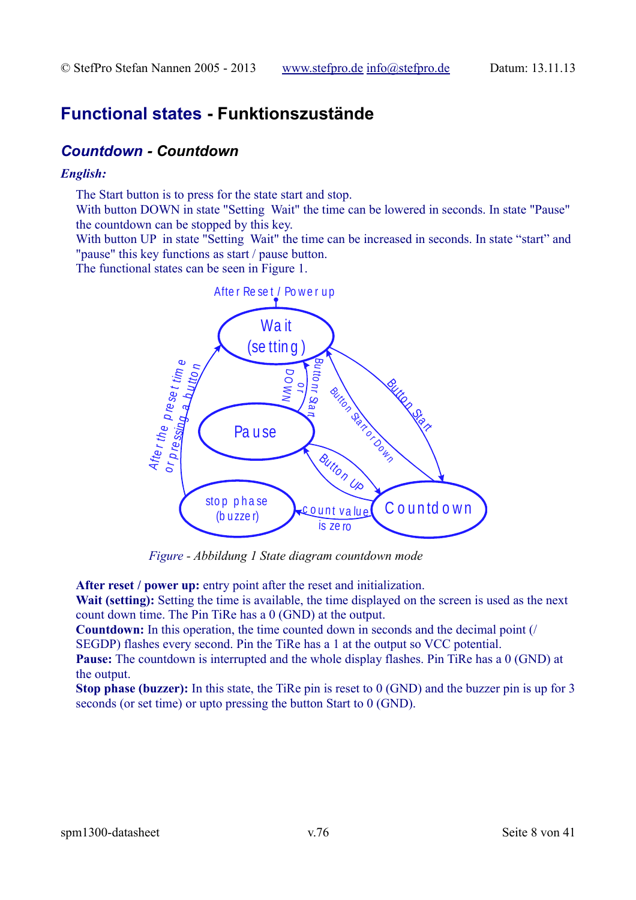## Functional states - Funktionszustände

### *Countdown - Countdown*

***English:***

The Start button is to press for the state start and stop.
With button DOWN in state "Setting Wait" the time can be lowered in seconds. In state "Pause" the countdown can be stopped by this key.
With button UP in state "Setting Wait" the time can be increased in seconds. In state "start" and "pause" this key functions as start / pause button.
The functional states can be seen in Figure 1.

*Figure - Abbildung 1 State diagram countdown mode*

**After reset / power up:** entry point after the reset and initialization.
**Wait (setting):** Setting the time is available, the time displayed on the screen is used as the next count down time. The Pin TiRe has a 0 (GND) at the output.
**Countdown:** In this operation, the time counted down in seconds and the decimal point (/ SEGDP) flashes every second. Pin the TiRe has a 1 at the output so VCC potential.
**Pause:** The countdown is interrupted and the whole display flashes. Pin TiRe has a 0 (GND) at the output.
**Stop phase (buzzer):** In this state, the TiRe pin is reset to 0 (GND) and the buzzer pin is up for 3 seconds (or set time) or upto pressing the button Start to 0 (GND).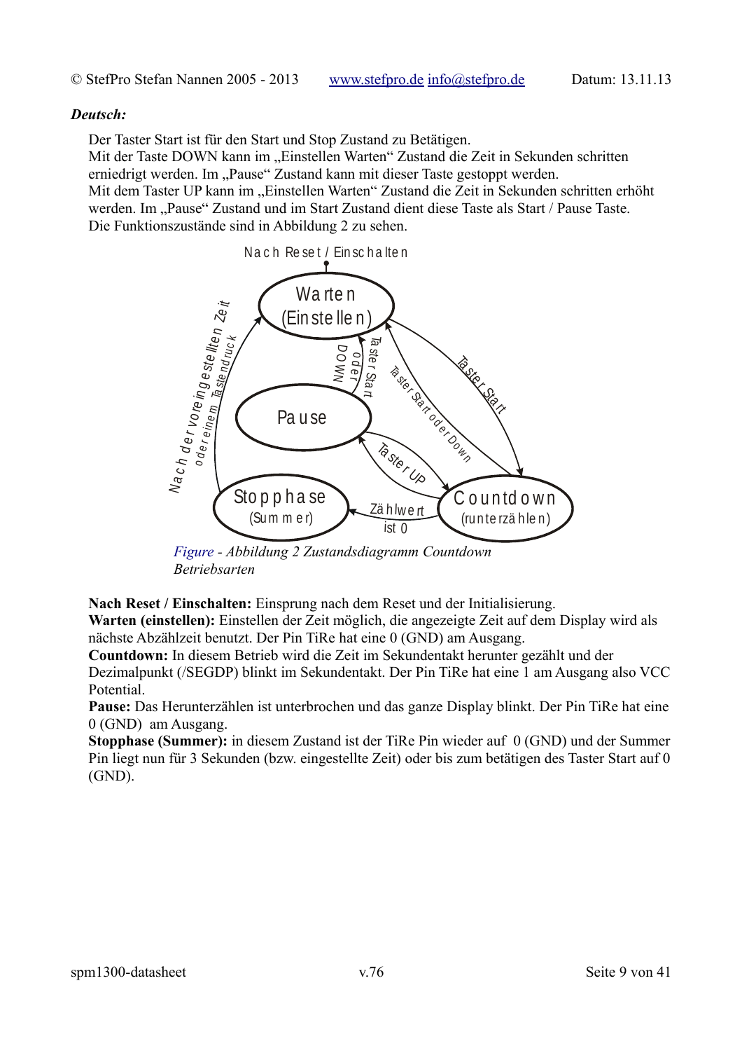***Deutsch:***

Der Taster Start ist für den Start und Stop Zustand zu Betätigen.
Mit der Taste DOWN kann im „Einstellen Warten“ Zustand die Zeit in Sekunden schritten erniedrigt werden. Im „Pause“ Zustand kann mit dieser Taste gestoppt werden.
Mit dem Taster UP kann im „Einstellen Warten“ Zustand die Zeit in Sekunden schritten erhöht werden. Im „Pause“ Zustand und im Start Zustand dient diese Taste als Start / Pause Taste.
Die Funktionszustände sind in Abbildung 2 zu sehen.

Nach Reset / Einschalten

Warten (Einstellen)

Pause

Stopphase (Summer)

Countdown (runterzählen)

Taster Start oder DOWN

Taster Start

Taster Start oder Down

Taster UP

Zählwert ist 0

Nach der voreingestellten Zeit oder einem Tastendruck

*Figure - Abbildung 2 Zustandsdiagramm Countdown Betriebsarten*

**Nach Reset / Einschalten:** Einsprung nach dem Reset und der Initialisierung.
**Warten (einstellen):** Einstellen der Zeit möglich, die angezeigte Zeit auf dem Display wird als nächste Abzählzeit benutzt. Der Pin TiRe hat eine 0 (GND) am Ausgang.
**Countdown:** In diesem Betrieb wird die Zeit im Sekundentakt herunter gezählt und der Dezimalpunkt (/SEGDP) blinkt im Sekundentakt. Der Pin TiRe hat eine 1 am Ausgang also VCC Potential.
**Pause:** Das Herunterzählen ist unterbrochen und das ganze Display blinkt. Der Pin TiRe hat eine 0 (GND) am Ausgang.
**Stopphase (Summer):** in diesem Zustand ist der TiRe Pin wieder auf 0 (GND) und der Summer Pin liegt nun für 3 Sekunden (bzw. eingestellte Zeit) oder bis zum betätigen des Taster Start auf 0 (GND).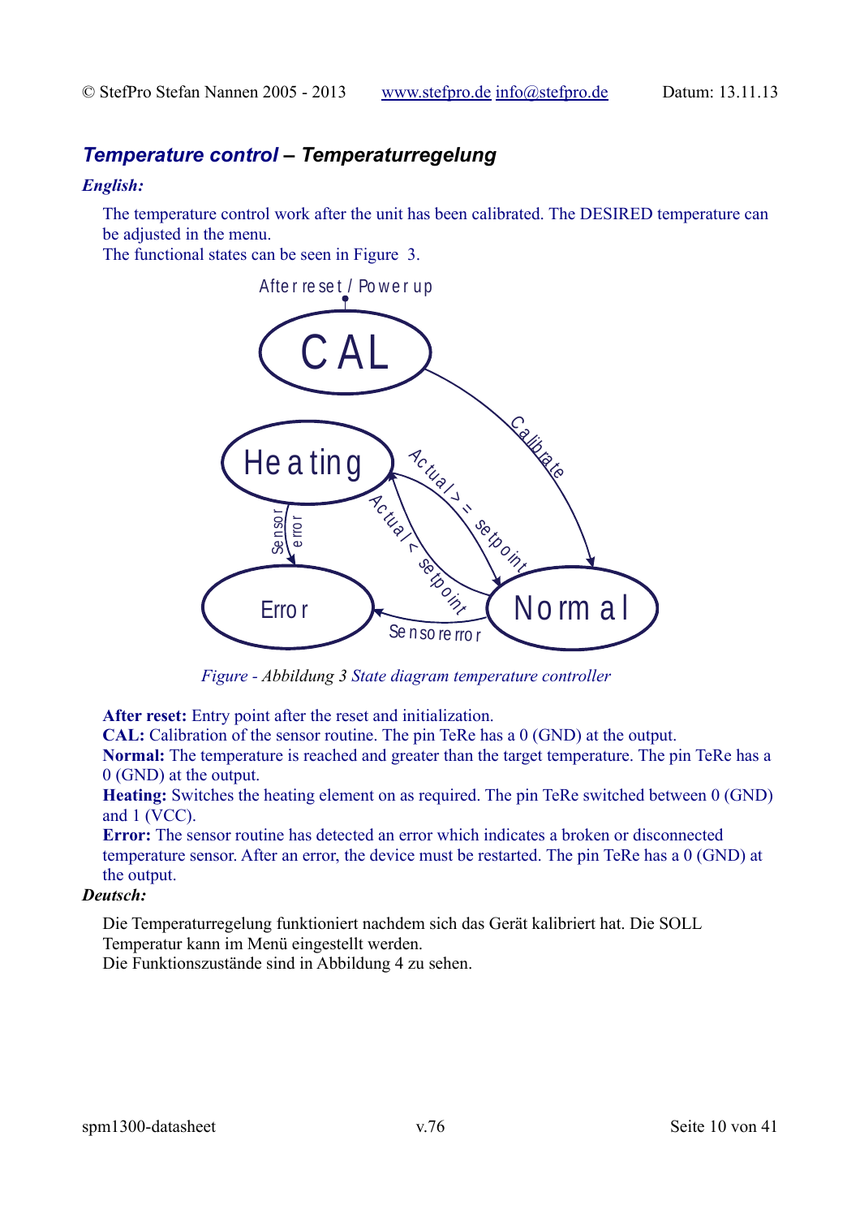## *Temperature control – Temperaturregelung*

***English:***

The temperature control work after the unit has been calibrated. The DESIRED temperature can be adjusted in the menu.
The functional states can be seen in Figure 3.

*Figure - Abbildung 3 State diagram temperature controller*

**After reset:** Entry point after the reset and initialization.
**CAL:** Calibration of the sensor routine. The pin TeRe has a 0 (GND) at the output.
**Normal:** The temperature is reached and greater than the target temperature. The pin TeRe has a 0 (GND) at the output.
**Heating:** Switches the heating element on as required. The pin TeRe switched between 0 (GND) and 1 (VCC).
**Error:** The sensor routine has detected an error which indicates a broken or disconnected temperature sensor. After an error, the device must be restarted. The pin TeRe has a 0 (GND) at the output.

***Deutsch:***

Die Temperaturregelung funktioniert nachdem sich das Gerät kalibriert hat. Die SOLL Temperatur kann im Menü eingestellt werden.
Die Funktionszustände sind in Abbildung 4 zu sehen.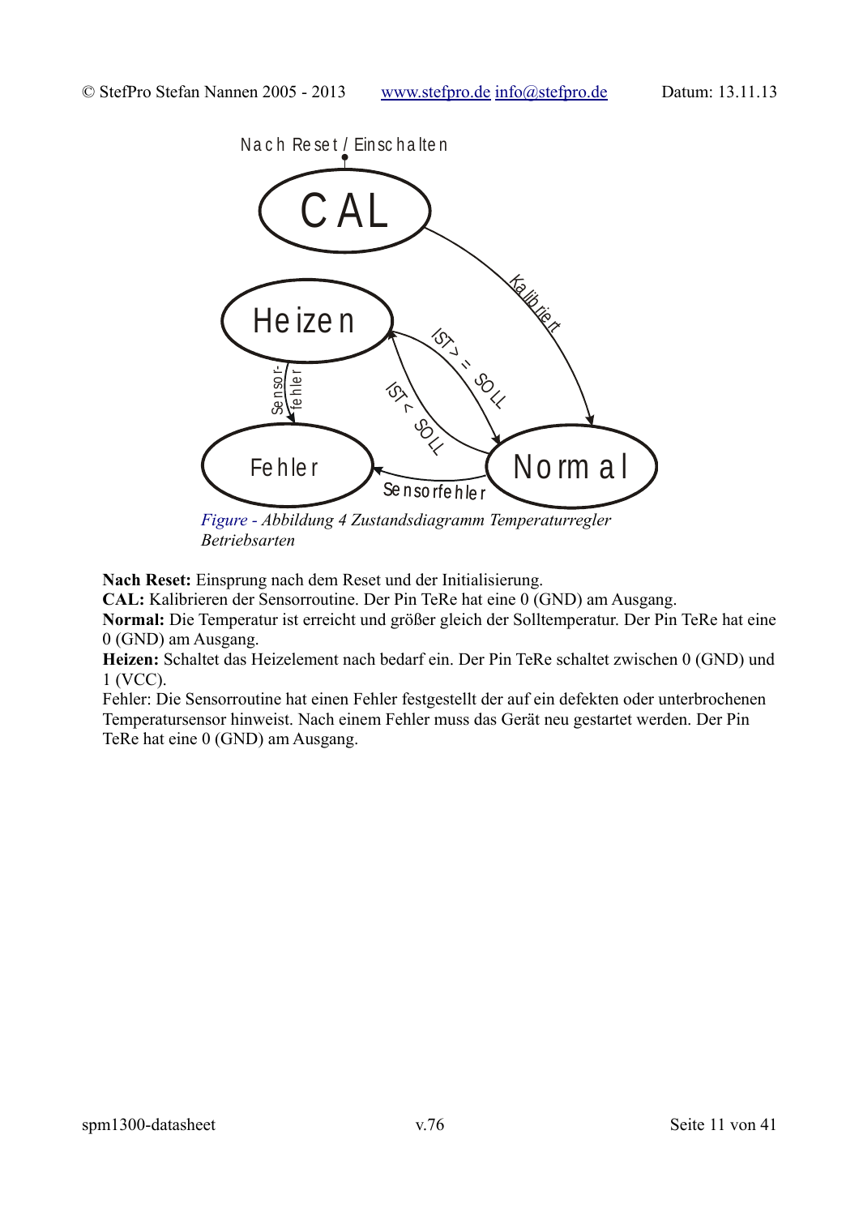Figure - *Abbildung 4 Zustandsdiagramm Temperaturregler Betriebsarten*

**Nach Reset:** Einsprung nach dem Reset und der Initialisierung.
**CAL:** Kalibrieren der Sensorroutine. Der Pin TeRe hat eine 0 (GND) am Ausgang.
**Normal:** Die Temperatur ist erreicht und größer gleich der Solltemperatur. Der Pin TeRe hat eine 0 (GND) am Ausgang.
**Heizen:** Schaltet das Heizelement nach bedarf ein. Der Pin TeRe schaltet zwischen 0 (GND) und 1 (VCC).
Fehler: Die Sensorroutine hat einen Fehler festgestellt der auf ein defekten oder unterbrochenen Temperatursensor hinweist. Nach einem Fehler muss das Gerät neu gestartet werden. Der Pin TeRe hat eine 0 (GND) am Ausgang.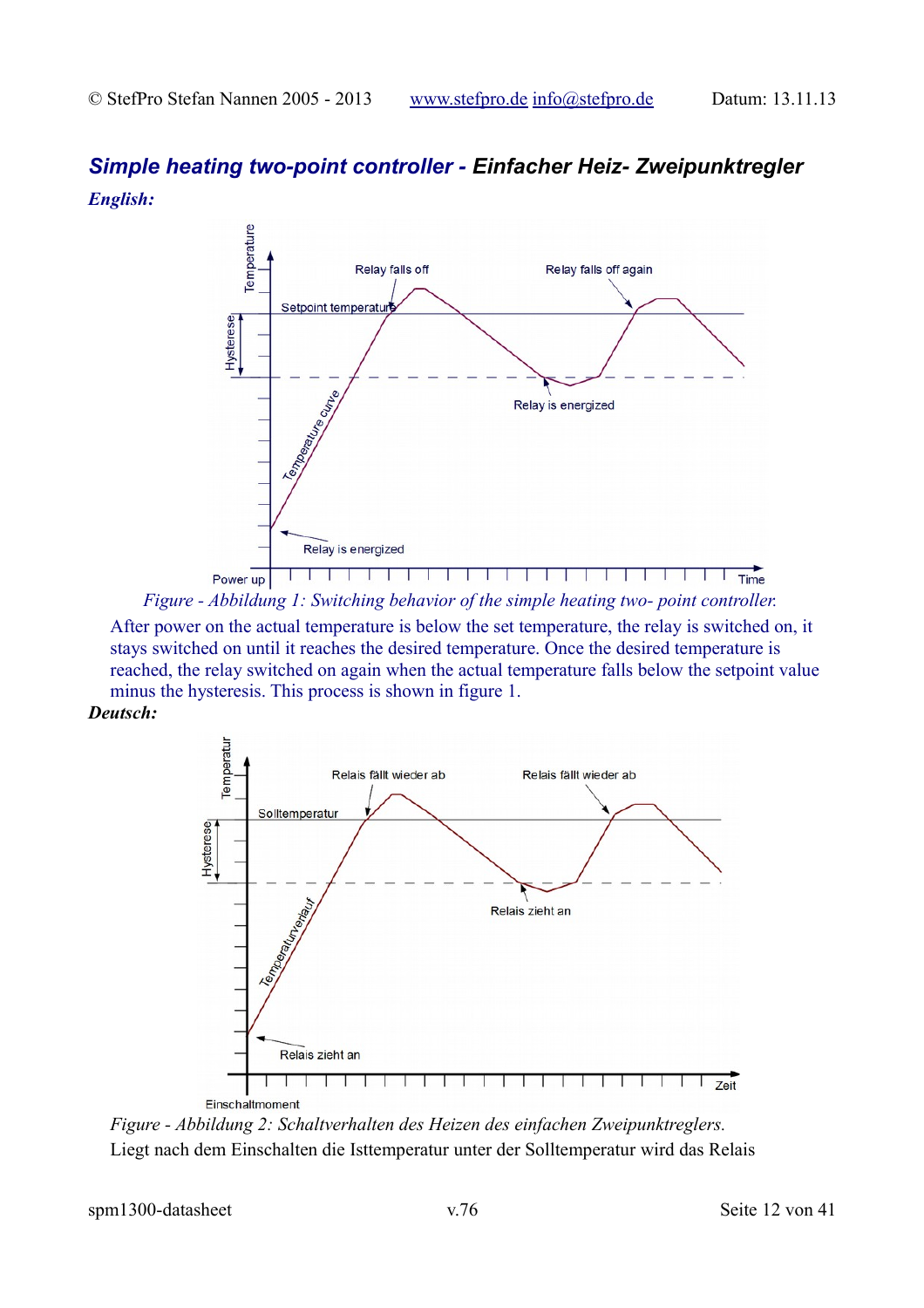## *Simple heating two-point controller - Einfacher Heiz- Zweipunktregler*

***English:***

*Figure - Abbildung 1: Switching behavior of the simple heating two- point controller.*

After power on the actual temperature is below the set temperature, the relay is switched on, it stays switched on until it reaches the desired temperature. Once the desired temperature is reached, the relay switched on again when the actual temperature falls below the setpoint value minus the hysteresis. This process is shown in figure 1.

***Deutsch:***

*Figure - Abbildung 2: Schaltverhalten des Heizen des einfachen Zweipunktreglers.*

Liegt nach dem Einschalten die Isttemperatur unter der Solltemperatur wird das Relais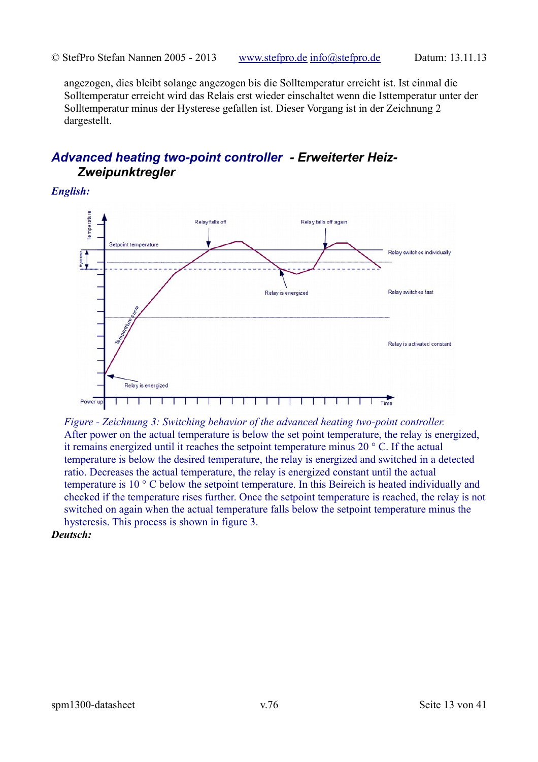angezogen, dies bleibt solange angezogen bis die Solltemperatur erreicht ist. Ist einmal die Solltemperatur erreicht wird das Relais erst wieder einschaltet wenn die Isttemperatur unter der Solltemperatur minus der Hysterese gefallen ist. Dieser Vorgang ist in der Zeichnung 2 dargestellt.

## *Advanced heating two-point controller - Erweiterter Heiz-Zweipunktregler*

***English:***

*Figure - Zeichnung 3: Switching behavior of the advanced heating two-point controller.*

After power on the actual temperature is below the set point temperature, the relay is energized, it remains energized until it reaches the setpoint temperature minus 20 ° C. If the actual temperature is below the desired temperature, the relay is energized and switched in a detected ratio. Decreases the actual temperature, the relay is energized constant until the actual temperature is 10 ° C below the setpoint temperature. In this Beireich is heated individually and checked if the temperature rises further. Once the setpoint temperature is reached, the relay is not switched on again when the actual temperature falls below the setpoint temperature minus the hysteresis. This process is shown in figure 3.

***Deutsch:***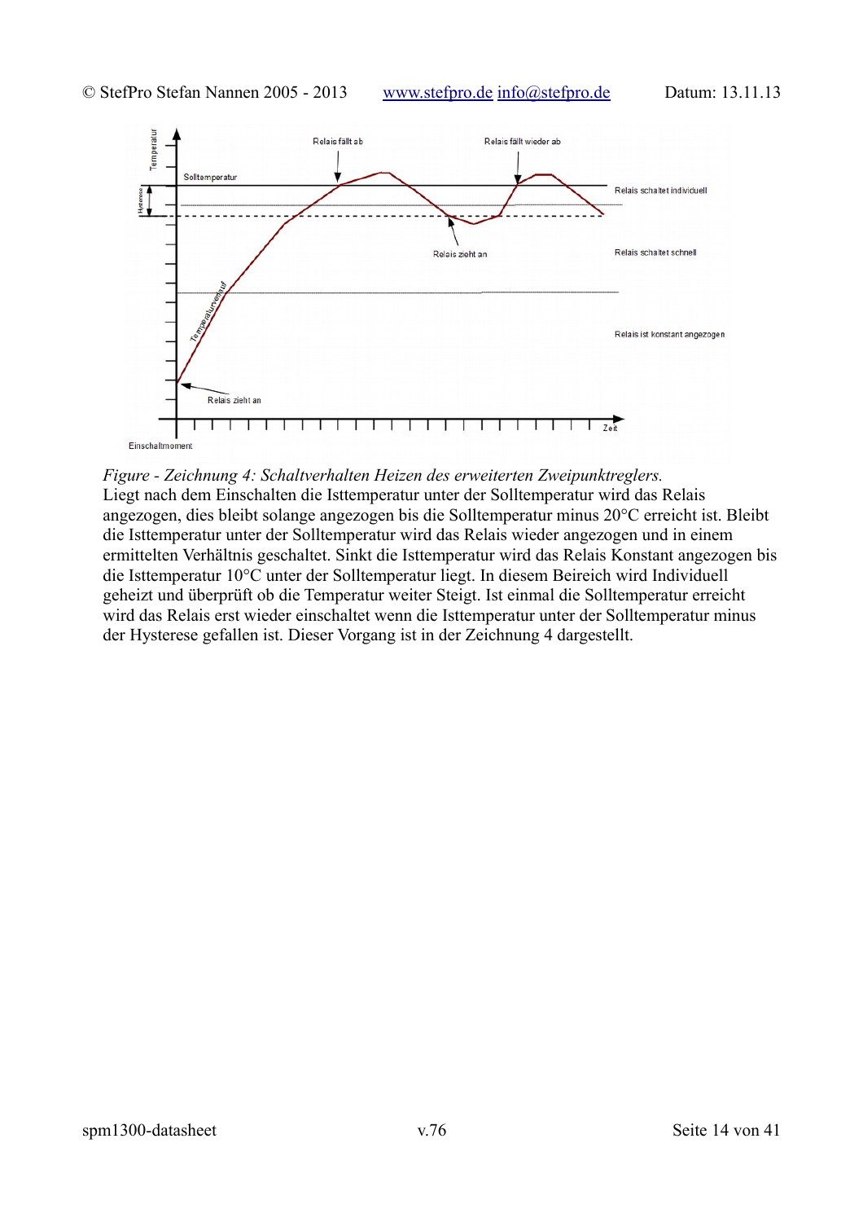*Figure - Zeichnung 4: Schaltverhalten Heizen des erweiterten Zweipunktreglers.*

Liegt nach dem Einschalten die Isttemperatur unter der Solltemperatur wird das Relais angezogen, dies bleibt solange angezogen bis die Solltemperatur minus 20°C erreicht ist. Bleibt die Isttemperatur unter der Solltemperatur wird das Relais wieder angezogen und in einem ermittelten Verhältnis geschaltet. Sinkt die Isttemperatur wird das Relais Konstant angezogen bis die Isttemperatur 10°C unter der Solltemperatur liegt. In diesem Beireich wird Individuell geheizt und überprüft ob die Temperatur weiter Steigt. Ist einmal die Solltemperatur erreicht wird das Relais erst wieder einschaltet wenn die Isttemperatur unter der Solltemperatur minus der Hysterese gefallen ist. Dieser Vorgang ist in der Zeichnung 4 dargestellt.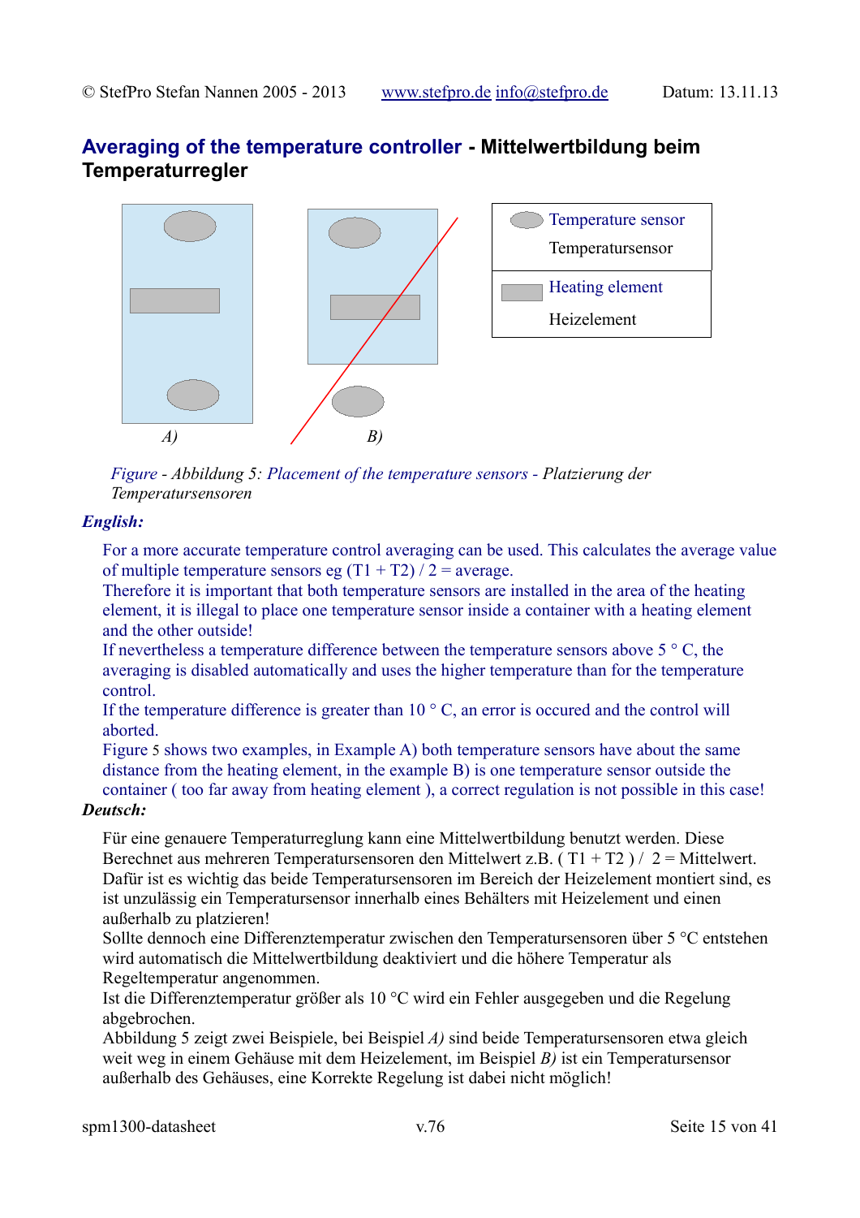## Averaging of the temperature controller - Mittelwertbildung beim Temperaturregler

| | |
|---|---|
| Temperature sensor<br>Temperatursensor | |
| Heating element<br>Heizelement | |

A) B)

*Figure - Abbildung 5: Placement of the temperature sensors - Platzierung der Temperatursensoren*

***English:***

For a more accurate temperature control averaging can be used. This calculates the average value of multiple temperature sensors eg (T1 + T2) / 2 = average.
Therefore it is important that both temperature sensors are installed in the area of the heating element, it is illegal to place one temperature sensor inside a container with a heating element and the other outside!
If nevertheless a temperature difference between the temperature sensors above 5 ° C, the averaging is disabled automatically and uses the higher temperature than for the temperature control.
If the temperature difference is greater than 10 ° C, an error is occured and the control will aborted.
Figure 5 shows two examples, in Example A) both temperature sensors have about the same distance from the heating element, in the example B) is one temperature sensor outside the container ( too far away from heating element ), a correct regulation is not possible in this case!

***Deutsch:***

Für eine genauere Temperaturreglung kann eine Mittelwertbildung benutzt werden. Diese Berechnet aus mehreren Temperatursensoren den Mittelwert z.B. ( T1 + T2 ) / 2 = Mittelwert.
Dafür ist es wichtig das beide Temperatursensoren im Bereich der Heizelement montiert sind, es ist unzulässig ein Temperatursensor innerhalb eines Behälters mit Heizelement und einen außerhalb zu platzieren!
Sollte dennoch eine Differenztemperatur zwischen den Temperatursensoren über 5 °C entstehen wird automatisch die Mittelwertbildung deaktiviert und die höhere Temperatur als Regeltemperatur angenommen.
Ist die Differenztemperatur größer als 10 °C wird ein Fehler ausgegeben und die Regelung abgebrochen.
Abbildung 5 zeigt zwei Beispiele, bei Beispiel *A)* sind beide Temperatursensoren etwa gleich weit weg in einem Gehäuse mit dem Heizelement, im Beispiel *B)* ist ein Temperatursensor außerhalb des Gehäuses, eine Korrekte Regelung ist dabei nicht möglich!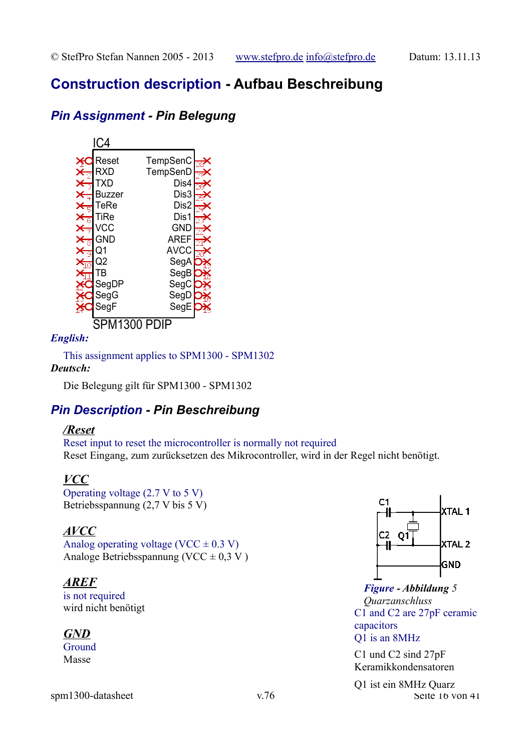# Construction description - Aufbau Beschreibung

## Pin Assignment - Pin Belegung

***English:***

This assignment applies to SPM1300 - SPM1302

***Deutsch:***

Die Belegung gilt für SPM1300 - SPM1302

## Pin Description - Pin Beschreibung

***/Reset***

Reset input to reset the microcontroller is normally not required

Reset Eingang, zum zurücksetzen des Mikrocontroller, wird in der Regel nicht benötigt.

***VCC***

Operating voltage (2.7 V to 5 V)

Betriebsspannung (2,7 V bis 5 V)

***AVCC***

Analog operating voltage (VCC ± 0.3 V)

Analoge Betriebsspannung (VCC ± 0,3 V )

***AREF***

is not required

wird nicht benötigt

***GND***

Ground

Masse

***Figure - Abbildung** 5*
*Quarzanschluss*

C1 and C2 are 27pF ceramic capacitors

Q1 is an 8MHz

C1 und C2 sind 27pF Keramikkondensatoren

Q1 ist ein 8MHz Quarz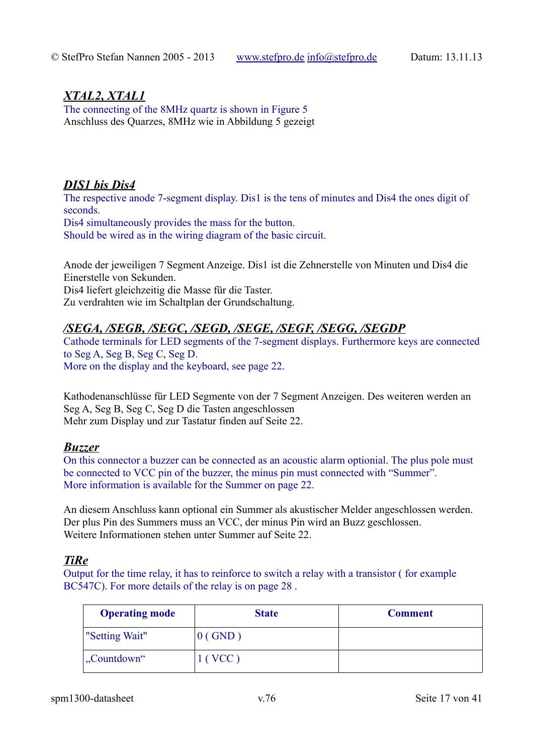### *XTAL2, XTAL1*

The connecting of the 8MHz quartz is shown in Figure 5
Anschluss des Quarzes, 8MHz wie in Abbildung 5 gezeigt

### *DIS1 bis Dis4*

The respective anode 7-segment display. Dis1 is the tens of minutes and Dis4 the ones digit of seconds.
Dis4 simultaneously provides the mass for the button.
Should be wired as in the wiring diagram of the basic circuit.

Anode der jeweiligen 7 Segment Anzeige. Dis1 ist die Zehnerstelle von Minuten und Dis4 die Einerstelle von Sekunden.
Dis4 liefert gleichzeitig die Masse für die Taster.
Zu verdrahten wie im Schaltplan der Grundschaltung.

### */SEGA, /SEGB, /SEGC, /SEGD, /SEGE, /SEGF, /SEGG, /SEGDP*

Cathode terminals for LED segments of the 7-segment displays. Furthermore keys are connected to Seg A, Seg B, Seg C, Seg D.
More on the display and the keyboard, see page 22.

Kathodenanschlüsse für LED Segmente von der 7 Segment Anzeigen. Des weiteren werden an Seg A, Seg B, Seg C, Seg D die Tasten angeschlossen
Mehr zum Display und zur Tastatur finden auf Seite 22.

### *Buzzer*

On this connector a buzzer can be connected as an acoustic alarm optionial. The plus pole must be connected to VCC pin of the buzzer, the minus pin must connected with “Summer”.
More information is available for the Summer on page 22.

An diesem Anschluss kann optional ein Summer als akustischer Melder angeschlossen werden. Der plus Pin des Summers muss an VCC, der minus Pin wird an Buzz geschlossen.
Weitere Informationen stehen unter Summer auf Seite 22.

### *TiRe*

Output for the time relay, it has to reinforce to switch a relay with a transistor ( for example BC547C). For more details of the relay is on page 28 .

| Operating mode | State | Comment |
|---|---|---|
| "Setting Wait" | 0 ( GND ) | |
| „Countdown“ | 1 ( VCC ) | |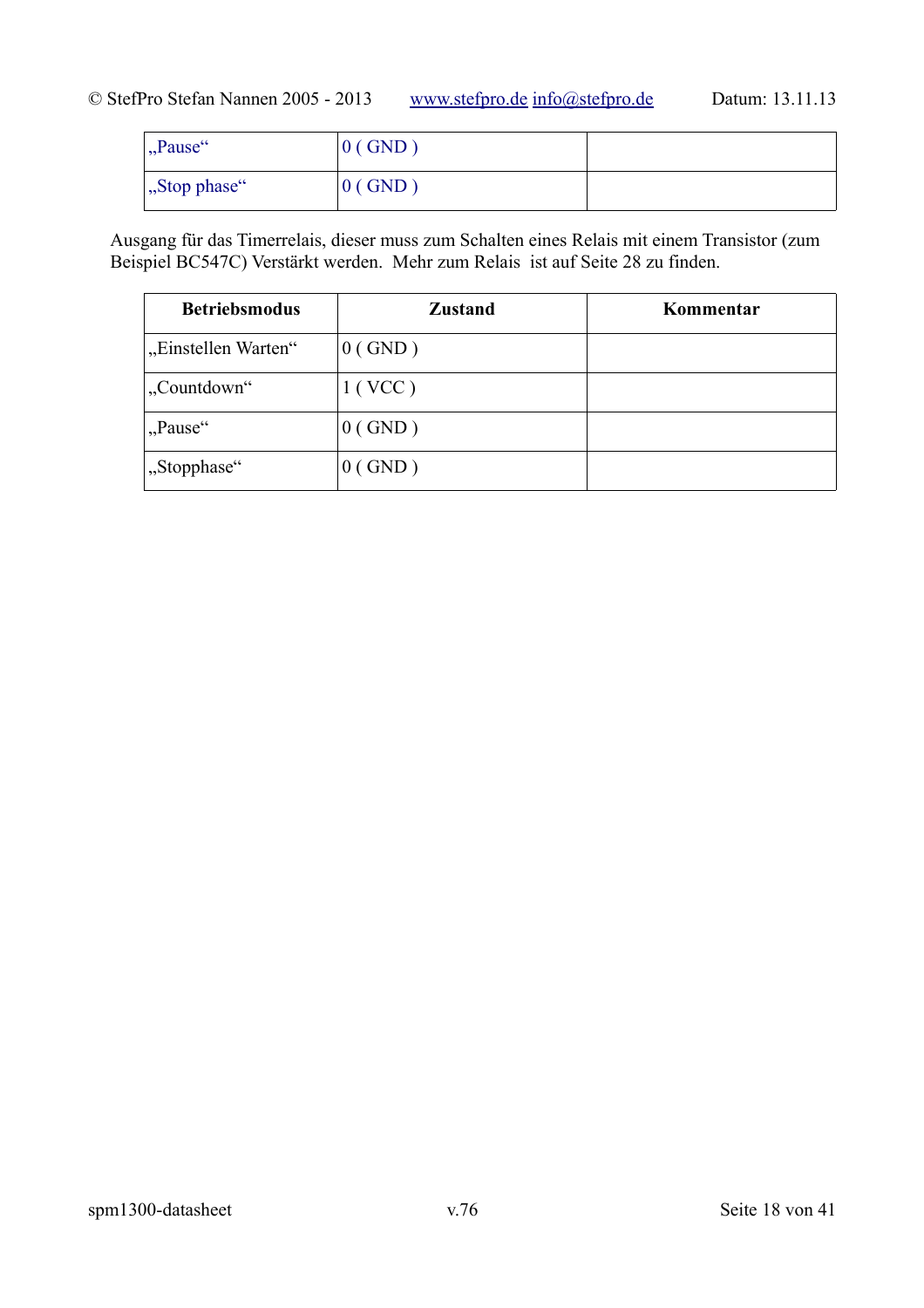| „Pause“ | 0 ( GND ) | |
|---|---|---|
| „Stop phase“ | 0 ( GND ) | |

Ausgang für das Timerrelais, dieser muss zum Schalten eines Relais mit einem Transistor (zum Beispiel BC547C) Verstärkt werden. Mehr zum Relais ist auf Seite 28 zu finden.

| Betriebsmodus | Zustand | Kommentar |
|---|---|---|
| „Einstellen Warten“ | 0 ( GND ) | |
| „Countdown“ | 1 ( VCC ) | |
| „Pause“ | 0 ( GND ) | |
| „Stopphase“ | 0 ( GND ) | |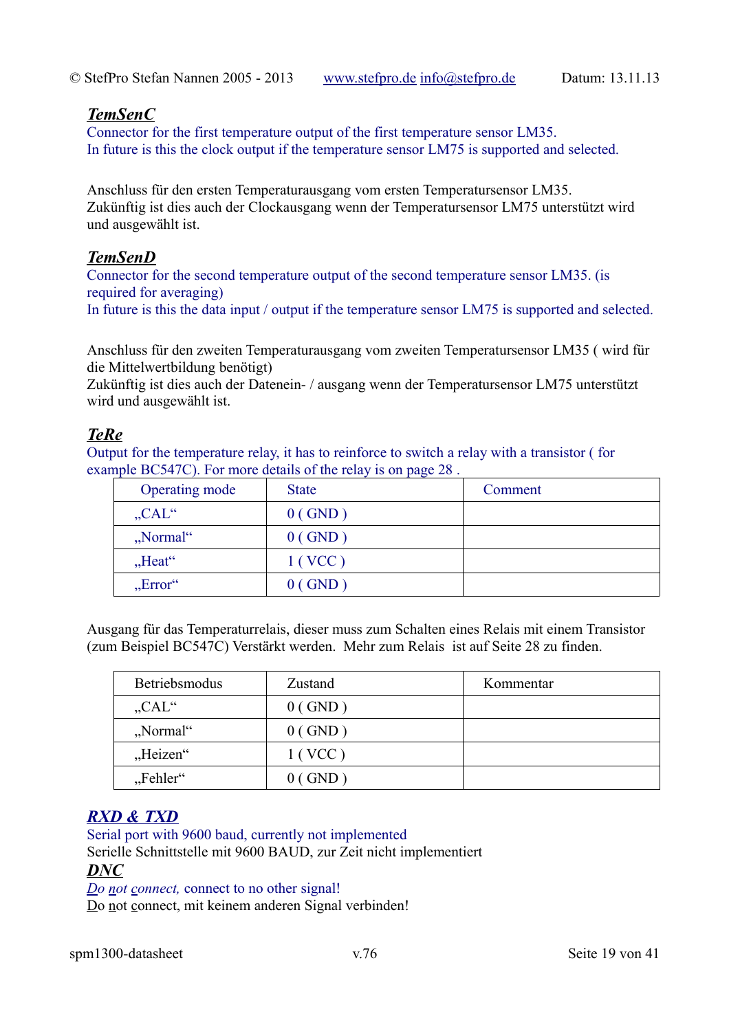### ***TemSenC***

Connector for the first temperature output of the first temperature sensor LM35.
In future is this the clock output if the temperature sensor LM75 is supported and selected.

Anschluss für den ersten Temperaturausgang vom ersten Temperatursensor LM35.
Zukünftig ist dies auch der Clockausgang wenn der Temperatursensor LM75 unterstützt wird und ausgewählt ist.

### ***TemSenD***

Connector for the second temperature output of the second temperature sensor LM35. (is required for averaging)
In future is this the data input / output if the temperature sensor LM75 is supported and selected.

Anschluss für den zweiten Temperaturausgang vom zweiten Temperatursensor LM35 ( wird für die Mittelwertbildung benötigt)
Zukünftig ist dies auch der Datenein- / ausgang wenn der Temperatursensor LM75 unterstützt wird und ausgewählt ist.

### ***TeRe***

Output for the temperature relay, it has to reinforce to switch a relay with a transistor ( for example BC547C). For more details of the relay is on page 28 .

| Operating mode | State | Comment |
|---|---|---|
| „CAL“ | 0 ( GND ) | |
| „Normal“ | 0 ( GND ) | |
| „Heat“ | 1 ( VCC ) | |
| „Error“ | 0 ( GND ) | |

Ausgang für das Temperaturrelais, dieser muss zum Schalten eines Relais mit einem Transistor (zum Beispiel BC547C) Verstärkt werden.  Mehr zum Relais  ist auf Seite 28 zu finden.

| Betriebsmodus | Zustand | Kommentar |
|---|---|---|
| „CAL“ | 0 ( GND ) | |
| „Normal“ | 0 ( GND ) | |
| „Heizen“ | 1 ( VCC ) | |
| „Fehler“ | 0 ( GND ) | |

### ***RXD & TXD***

Serial port with 9600 baud, currently not implemented
Serielle Schnittstelle mit 9600 BAUD, zur Zeit nicht implementiert

### ***DNC***

*Do not connect,* connect to no other signal!
Do not connect, mit keinem anderen Signal verbinden!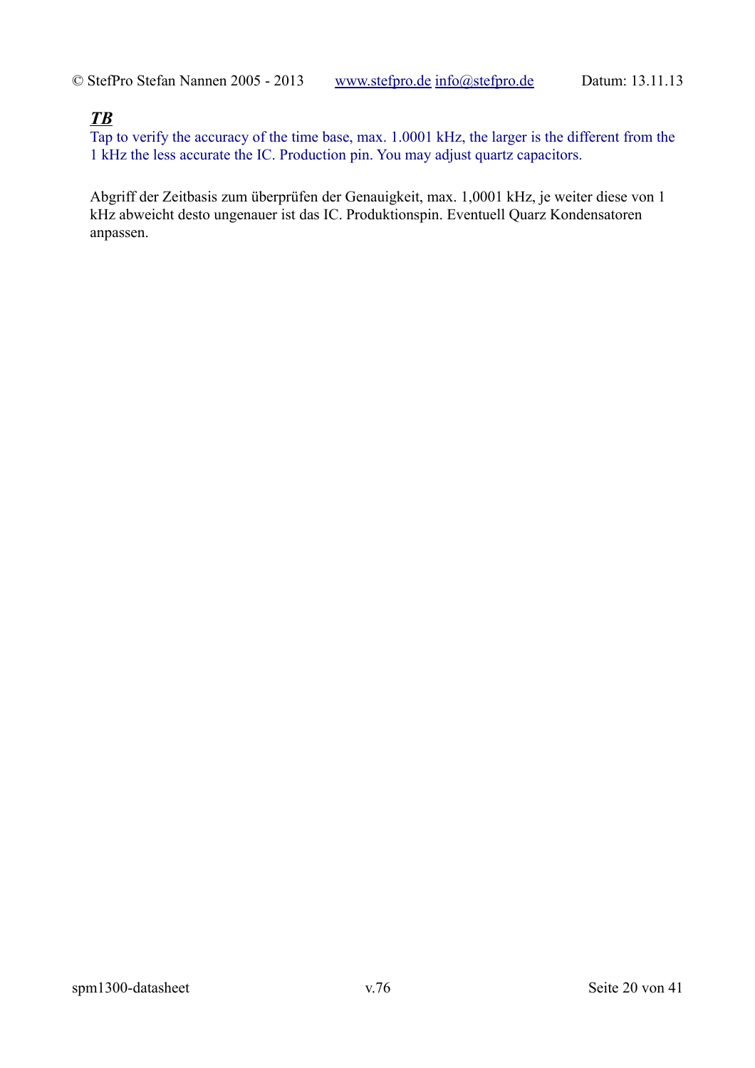***TB***

Tap to verify the accuracy of the time base, max. 1.0001 kHz, the larger is the different from the 1 kHz the less accurate the IC. Production pin. You may adjust quartz capacitors.

Abgriff der Zeitbasis zum überprüfen der Genauigkeit, max. 1,0001 kHz, je weiter diese von 1 kHz abweicht desto ungenauer ist das IC. Produktionspin. Eventuell Quarz Kondensatoren anpassen.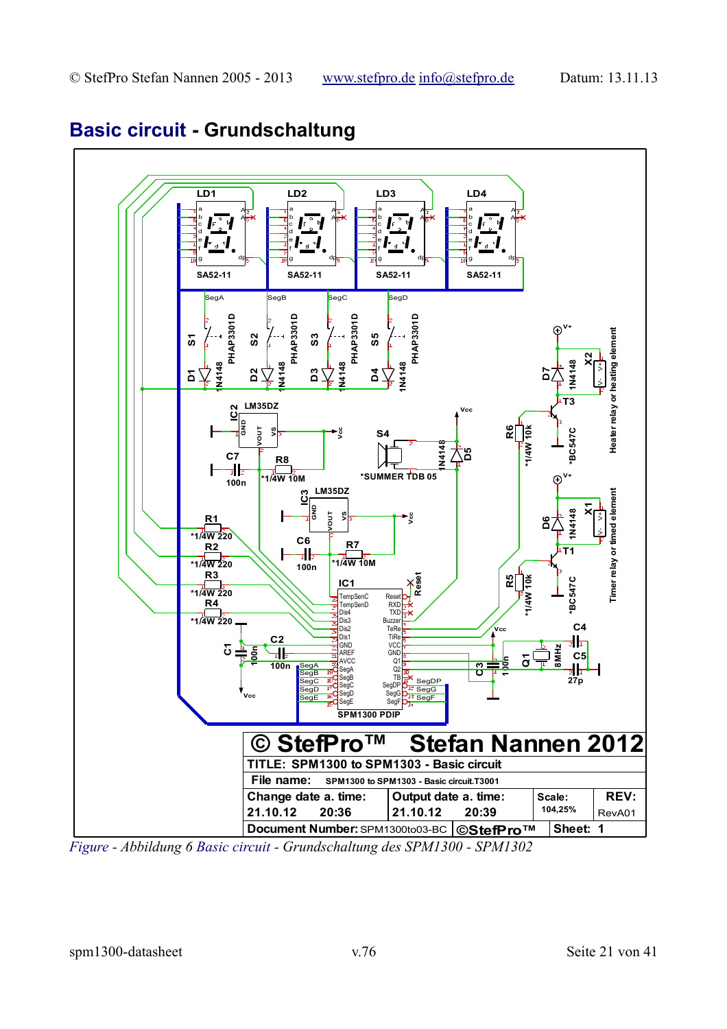# Basic circuit - Grundschaltung

*Figure - Abbildung 6 Basic circuit - Grundschaltung des SPM1300 - SPM1302*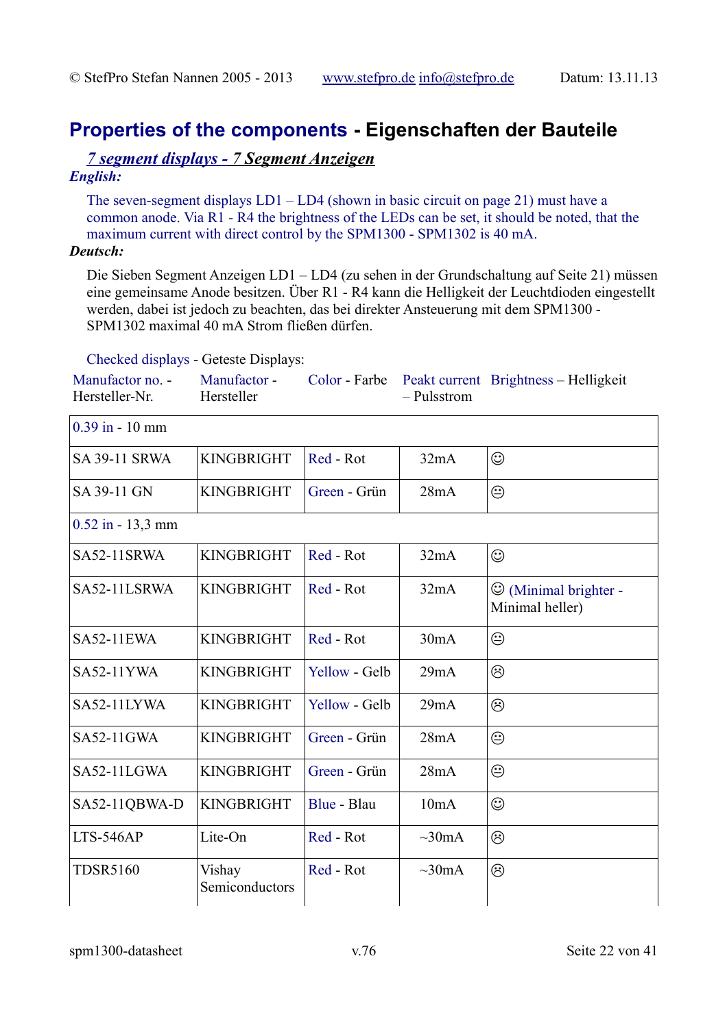## Properties of the components - Eigenschaften der Bauteile

### *7 segment displays - 7 Segment Anzeigen*

***English:***

The seven-segment displays LD1 – LD4 (shown in basic circuit on page 21) must have a common anode. Via R1 - R4 the brightness of the LEDs can be set, it should be noted, that the maximum current with direct control by the SPM1300 - SPM1302 is 40 mA.

***Deutsch:***

Die Sieben Segment Anzeigen LD1 – LD4 (zu sehen in der Grundschaltung auf Seite 21) müssen eine gemeinsame Anode besitzen. Über R1 - R4 kann die Helligkeit der Leuchtdioden eingestellt werden, dabei ist jedoch zu beachten, das bei direkter Ansteuerung mit dem SPM1300 - SPM1302 maximal 40 mA Strom fließen dürfen.

Checked displays - Geteste Displays:

| Manufactor no. - Hersteller-Nr. | Manufactor - Hersteller | Color - Farbe | Peakt current – Pulsstrom | Brightness – Helligkeit |
|---|---|---|---|---|
| 0.39 in - 10 mm | | | | |
| SA 39-11 SRWA | KINGBRIGHT | Red - Rot | 32mA | ☺ |
| SA 39-11 GN | KINGBRIGHT | Green - Grün | 28mA | 😐 |
| 0.52 in - 13,3 mm | | | | |
| SA52-11SRWA | KINGBRIGHT | Red - Rot | 32mA | ☺ |
| SA52-11LSRWA | KINGBRIGHT | Red - Rot | 32mA | ☺ (Minimal brighter - Minimal heller) |
| SA52-11EWA | KINGBRIGHT | Red - Rot | 30mA | 😐 |
| SA52-11YWA | KINGBRIGHT | Yellow - Gelb | 29mA | ☹ |
| SA52-11LYWA | KINGBRIGHT | Yellow - Gelb | 29mA | ☹ |
| SA52-11GWA | KINGBRIGHT | Green - Grün | 28mA | 😐 |
| SA52-11LGWA | KINGBRIGHT | Green - Grün | 28mA | 😐 |
| SA52-11QBWA-D | KINGBRIGHT | Blue - Blau | 10mA | ☺ |
| LTS-546AP | Lite-On | Red - Rot | ~30mA | ☹ |
| TDSR5160 | Vishay Semiconductors | Red - Rot | ~30mA | ☹ |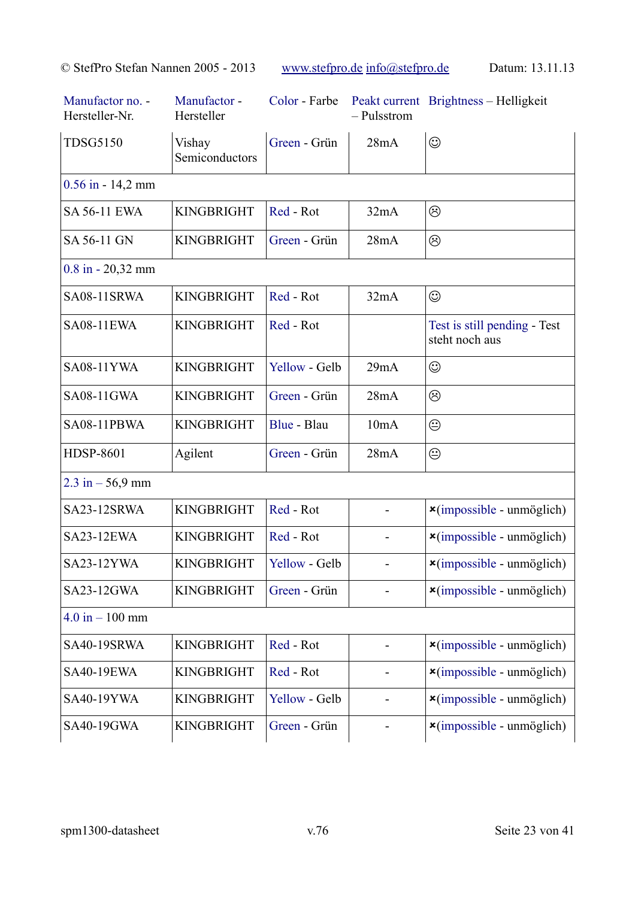| Manufactor no. - Hersteller-Nr. | Manufactor - Hersteller | Color - Farbe | Peakt current – Pulsstrom | Brightness – Helligkeit |
|---|---|---|---|---|
| TDSG5150 | Vishay Semiconductors | Green - Grün | 28mA | ☺ |
| 0.56 in - 14,2 mm | | | | |
| SA 56-11 EWA | KINGBRIGHT | Red - Rot | 32mA | ☹ |
| SA 56-11 GN | KINGBRIGHT | Green - Grün | 28mA | ☹ |
| 0.8 in - 20,32 mm | | | | |
| SA08-11SRWA | KINGBRIGHT | Red - Rot | 32mA | ☺ |
| SA08-11EWA | KINGBRIGHT | Red - Rot | | Test is still pending - Test steht noch aus |
| SA08-11YWA | KINGBRIGHT | Yellow - Gelb | 29mA | ☺ |
| SA08-11GWA | KINGBRIGHT | Green - Grün | 28mA | ☹ |
| SA08-11PBWA | KINGBRIGHT | Blue - Blau | 10mA | 😐 |
| HDSP-8601 | Agilent | Green - Grün | 28mA | 😐 |
| 2.3 in – 56,9 mm | | | | |
| SA23-12SRWA | KINGBRIGHT | Red - Rot | - | ×(impossible - unmöglich) |
| SA23-12EWA | KINGBRIGHT | Red - Rot | - | ×(impossible - unmöglich) |
| SA23-12YWA | KINGBRIGHT | Yellow - Gelb | - | ×(impossible - unmöglich) |
| SA23-12GWA | KINGBRIGHT | Green - Grün | - | ×(impossible - unmöglich) |
| 4.0 in – 100 mm | | | | |
| SA40-19SRWA | KINGBRIGHT | Red - Rot | - | ×(impossible - unmöglich) |
| SA40-19EWA | KINGBRIGHT | Red - Rot | - | ×(impossible - unmöglich) |
| SA40-19YWA | KINGBRIGHT | Yellow - Gelb | - | ×(impossible - unmöglich) |
| SA40-19GWA | KINGBRIGHT | Green - Grün | - | ×(impossible - unmöglich) |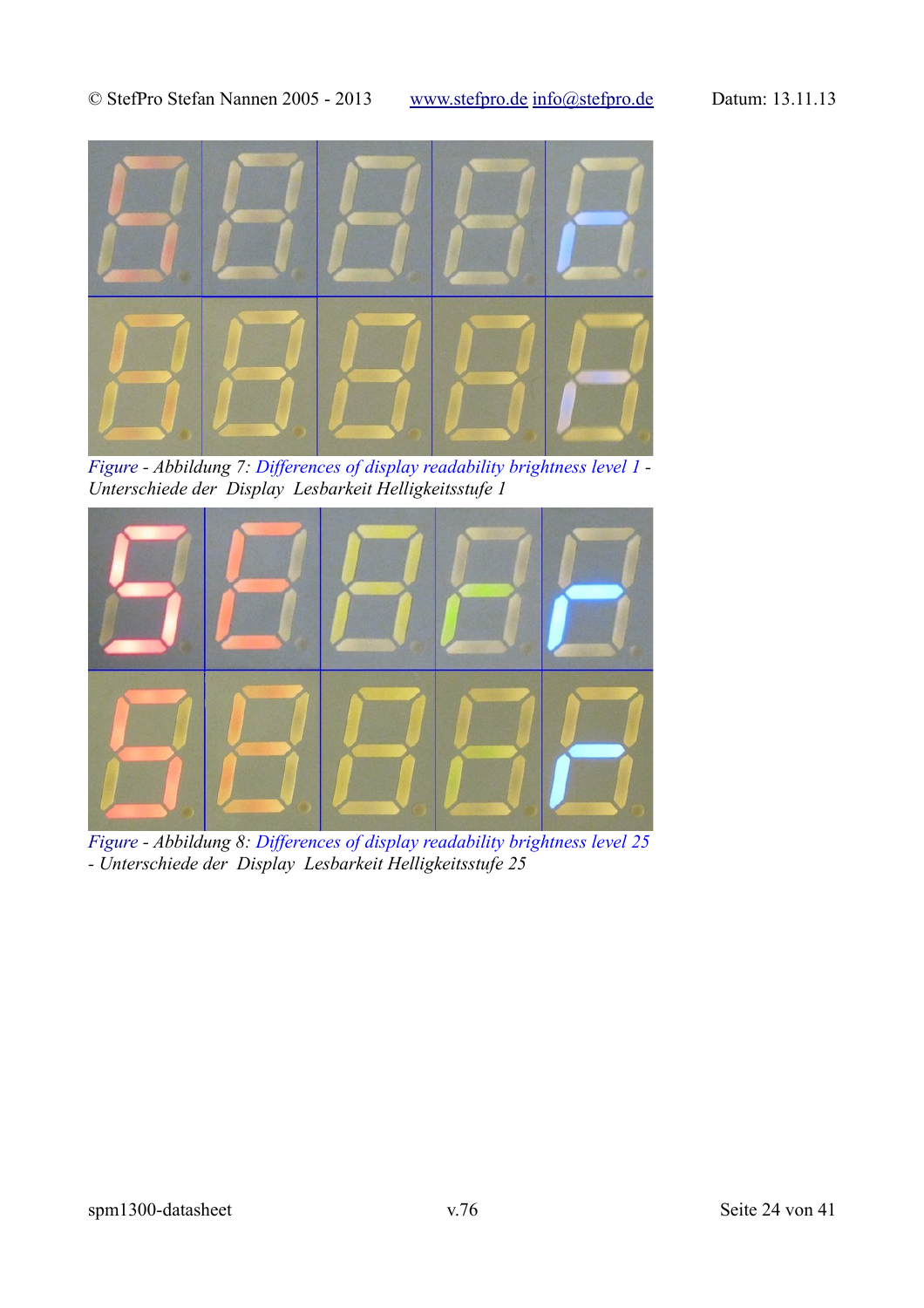*Figure - Abbildung 7: Differences of display readability brightness level 1 - Unterschiede der Display Lesbarkeit Helligkeitsstufe 1*

*Figure - Abbildung 8: Differences of display readability brightness level 25 - Unterschiede der Display Lesbarkeit Helligkeitsstufe 25*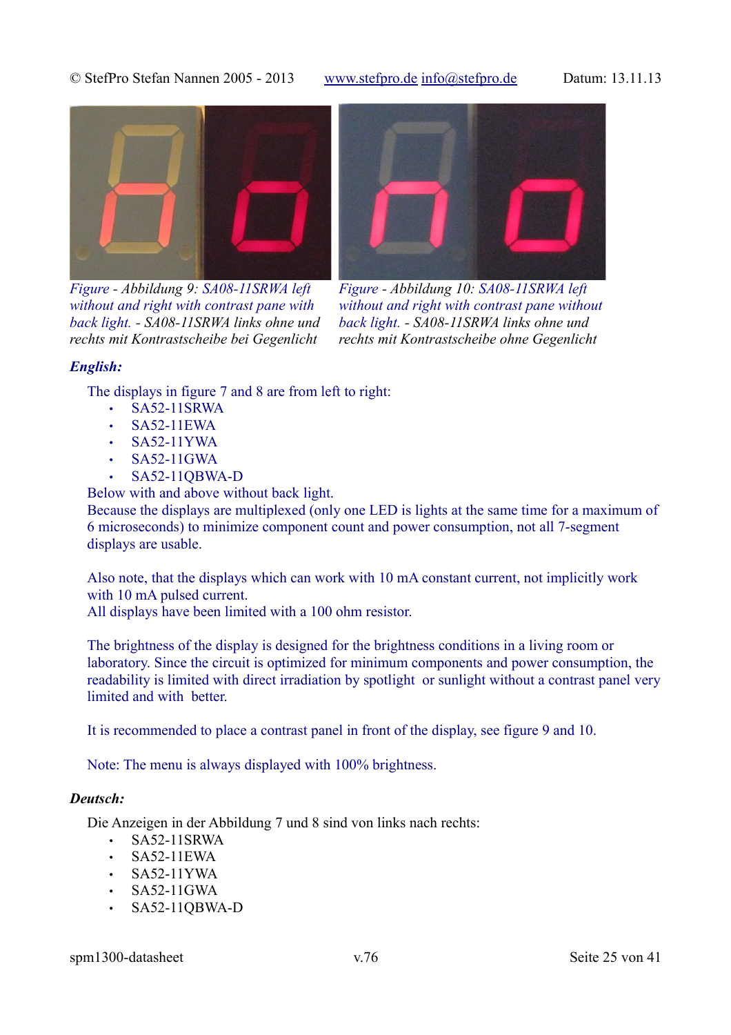*Figure - Abbildung 9: SA08-11SRWA left without and right with contrast pane with back light. - SA08-11SRWA links ohne und rechts mit Kontrastscheibe bei Gegenlicht*

*Figure - Abbildung 10: SA08-11SRWA left without and right with contrast pane without back light. - SA08-11SRWA links ohne und rechts mit Kontrastscheibe ohne Gegenlicht*

***English:***

The displays in figure 7 and 8 are from left to right:

- SA52-11SRWA
- SA52-11EWA
- SA52-11YWA
- SA52-11GWA
- SA52-11QBWA-D

Below with and above without back light.
Because the displays are multiplexed (only one LED is lights at the same time for a maximum of 6 microseconds) to minimize component count and power consumption, not all 7-segment displays are usable.

Also note, that the displays which can work with 10 mA constant current, not implicitly work with 10 mA pulsed current.
All displays have been limited with a 100 ohm resistor.

The brightness of the display is designed for the brightness conditions in a living room or laboratory. Since the circuit is optimized for minimum components and power consumption, the readability is limited with direct irradiation by spotlight or sunlight without a contrast panel very limited and with better.

It is recommended to place a contrast panel in front of the display, see figure 9 and 10.

Note: The menu is always displayed with 100% brightness.

***Deutsch:***

Die Anzeigen in der Abbildung 7 und 8 sind von links nach rechts:

- SA52-11SRWA
- SA52-11EWA
- SA52-11YWA
- SA52-11GWA
- SA52-11QBWA-D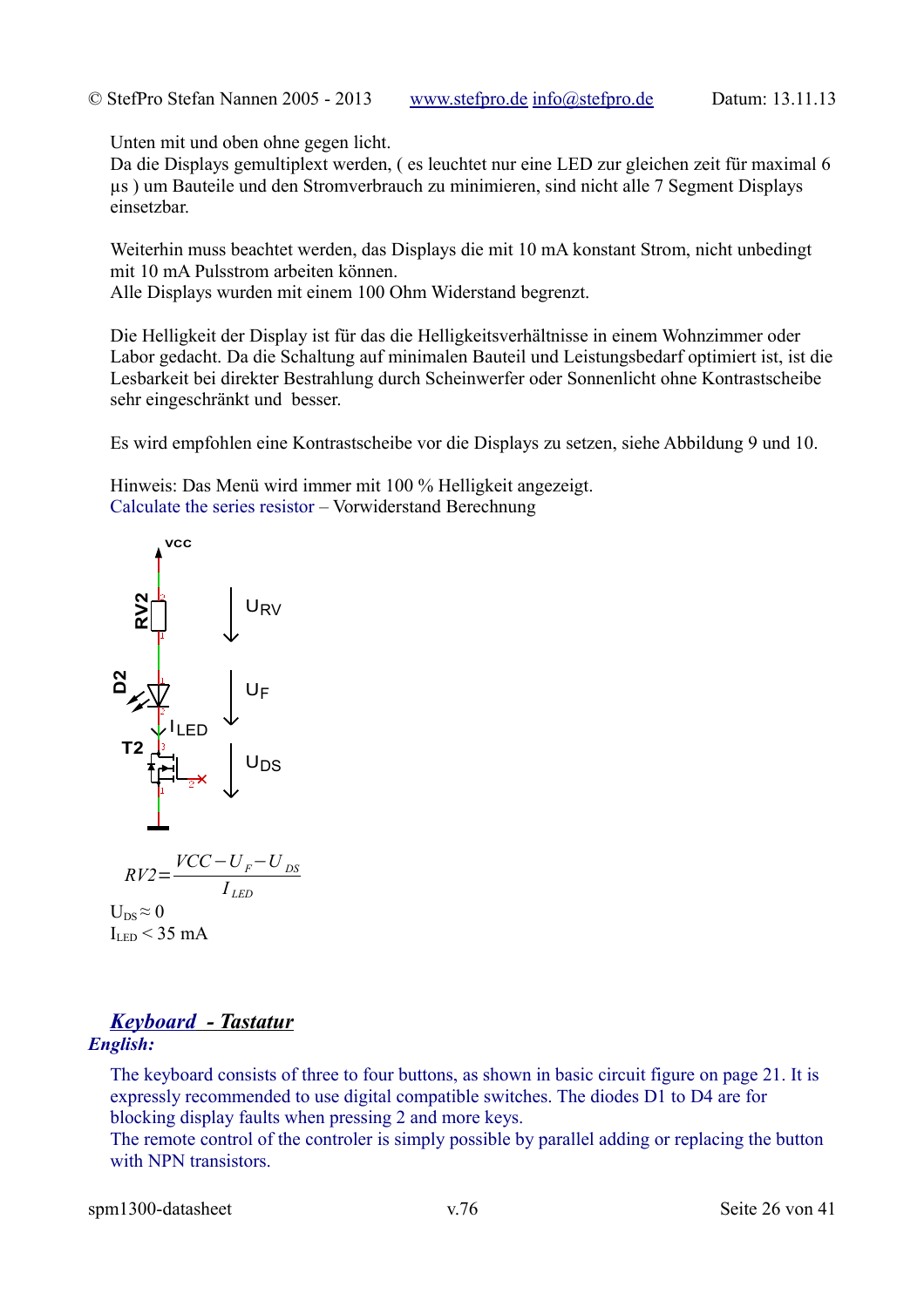Unten mit und oben ohne gegen licht.
Da die Displays gemultiplext werden, ( es leuchtet nur eine LED zur gleichen zeit für maximal 6 µs ) um Bauteile und den Stromverbrauch zu minimieren, sind nicht alle 7 Segment Displays einsetzbar.

Weiterhin muss beachtet werden, das Displays die mit 10 mA konstant Strom, nicht unbedingt mit 10 mA Pulsstrom arbeiten können.
Alle Displays wurden mit einem 100 Ohm Widerstand begrenzt.

Die Helligkeit der Display ist für das die Helligkeitsverhältnisse in einem Wohnzimmer oder Labor gedacht. Da die Schaltung auf minimalen Bauteil und Leistungsbedarf optimiert ist, ist die Lesbarkeit bei direkter Bestrahlung durch Scheinwerfer oder Sonnenlicht ohne Kontrastscheibe sehr eingeschränkt und besser.

Es wird empfohlen eine Kontrastscheibe vor die Displays zu setzen, siehe Abbildung 9 und 10.

Hinweis: Das Menü wird immer mit 100 % Helligkeit angezeigt.
Calculate the series resistor – Vorwiderstand Berechnung

VCC, RV2, D2, T2, $I_{LED}$, $U_{RV}$, $U_F$, $U_{DS}$

$$RV2 = \frac{VCC - U_F - U_{DS}}{I_{LED}}$$

$U_{DS} \approx 0$
$I_{LED} < 35$ mA

## *Keyboard - Tastatur*

***English:***

The keyboard consists of three to four buttons, as shown in basic circuit figure on page 21. It is expressly recommended to use digital compatible switches. The diodes D1 to D4 are for blocking display faults when pressing 2 and more keys.
The remote control of the controler is simply possible by parallel adding or replacing the button with NPN transistors.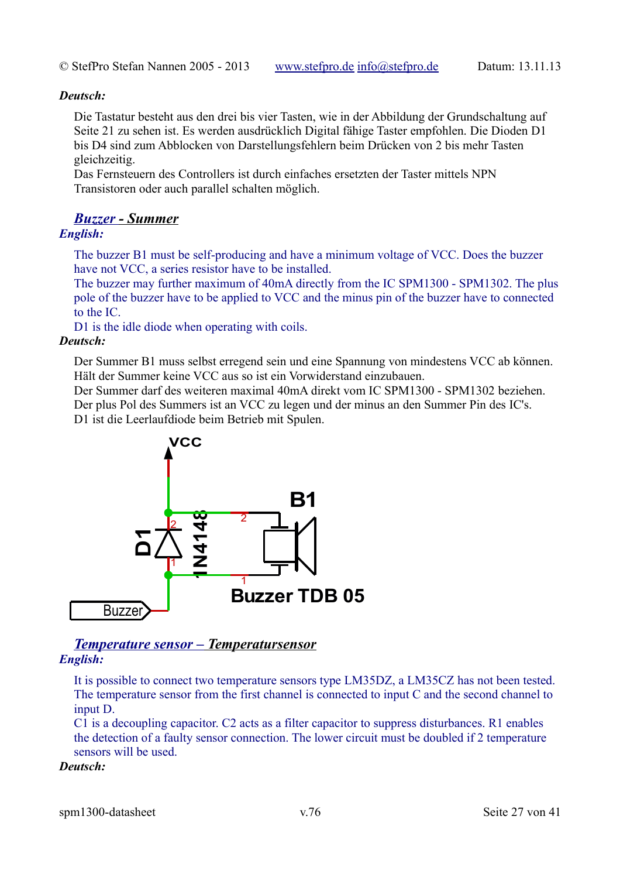***Deutsch:***

Die Tastatur besteht aus den drei bis vier Tasten, wie in der Abbildung der Grundschaltung auf Seite 21 zu sehen ist. Es werden ausdrücklich Digital fähige Taster empfohlen. Die Dioden D1 bis D4 sind zum Abblocken von Darstellungsfehlern beim Drücken von 2 bis mehr Tasten gleichzeitig.
Das Fernsteuern des Controllers ist durch einfaches ersetzten der Taster mittels NPN Transistoren oder auch parallel schalten möglich.

## ***Buzzer - Summer***

***English:***

The buzzer B1 must be self-producing and have a minimum voltage of VCC. Does the buzzer have not VCC, a series resistor have to be installed.
The buzzer may further maximum of 40mA directly from the IC SPM1300 - SPM1302. The plus pole of the buzzer have to be applied to VCC and the minus pin of the buzzer have to connected to the IC.
D1 is the idle diode when operating with coils.

***Deutsch:***

Der Summer B1 muss selbst erregend sein und eine Spannung von mindestens VCC ab können. Hält der Summer keine VCC aus so ist ein Vorwiderstand einzubauen.
Der Summer darf des weiteren maximal 40mA direkt vom IC SPM1300 - SPM1302 beziehen. Der plus Pol des Summers ist an VCC zu legen und der minus an den Summer Pin des IC's.
D1 ist die Leerlaufdiode beim Betrieb mit Spulen.

VCC, D1, 1N4148, B1, Buzzer TDB 05, Buzzer

## ***Temperature sensor – Temperatursensor***

***English:***

It is possible to connect two temperature sensors type LM35DZ, a LM35CZ has not been tested. The temperature sensor from the first channel is connected to input C and the second channel to input D.
C1 is a decoupling capacitor. C2 acts as a filter capacitor to suppress disturbances. R1 enables the detection of a faulty sensor connection. The lower circuit must be doubled if 2 temperature sensors will be used.

***Deutsch:***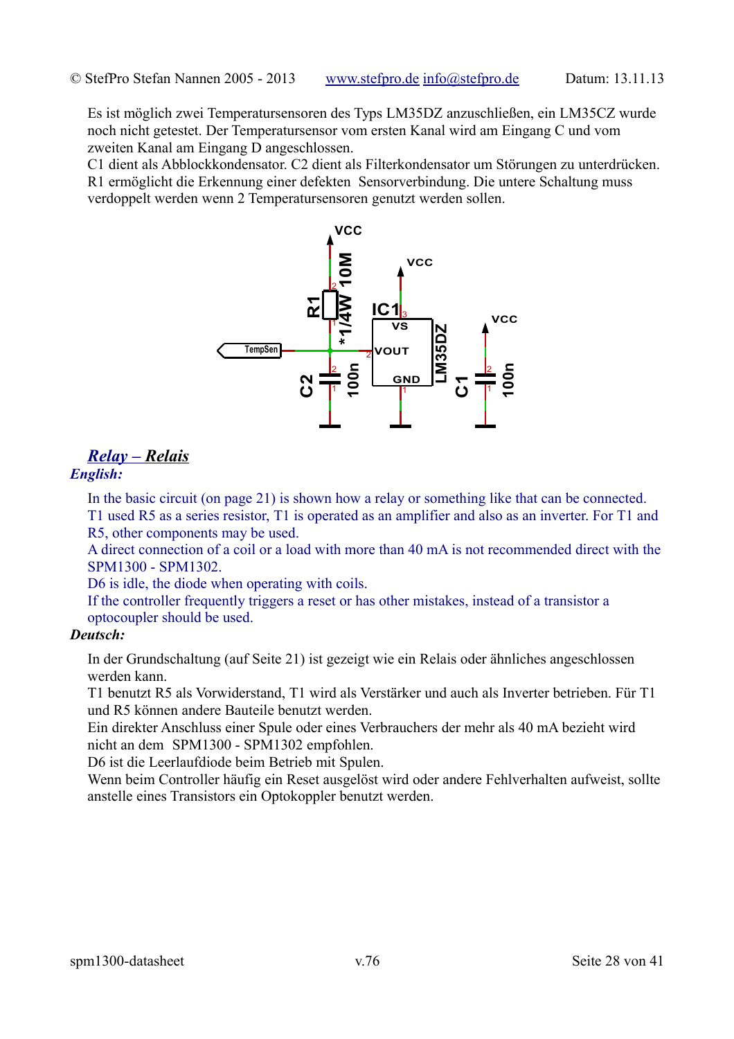Es ist möglich zwei Temperatursensoren des Typs LM35DZ anzuschließen, ein LM35CZ wurde noch nicht getestet. Der Temperatursensor vom ersten Kanal wird am Eingang C und vom zweiten Kanal am Eingang D angeschlossen.
C1 dient als Abblockkondensator. C2 dient als Filterkondensator um Störungen zu unterdrücken. R1 ermöglicht die Erkennung einer defekten Sensorverbindung. Die untere Schaltung muss verdoppelt werden wenn 2 Temperatursensoren genutzt werden sollen.

## *Relay – Relais*

***English:***

In the basic circuit (on page 21) is shown how a relay or something like that can be connected.
T1 used R5 as a series resistor, T1 is operated as an amplifier and also as an inverter. For T1 and R5, other components may be used.
A direct connection of a coil or a load with more than 40 mA is not recommended direct with the SPM1300 - SPM1302.
D6 is idle, the diode when operating with coils.
If the controller frequently triggers a reset or has other mistakes, instead of a transistor a optocoupler should be used.

***Deutsch:***

In der Grundschaltung (auf Seite 21) ist gezeigt wie ein Relais oder ähnliches angeschlossen werden kann.
T1 benutzt R5 als Vorwiderstand, T1 wird als Verstärker und auch als Inverter betrieben. Für T1 und R5 können andere Bauteile benutzt werden.
Ein direkter Anschluss einer Spule oder eines Verbrauchers der mehr als 40 mA bezieht wird nicht an dem SPM1300 - SPM1302 empfohlen.
D6 ist die Leerlaufdiode beim Betrieb mit Spulen.
Wenn beim Controller häufig ein Reset ausgelöst wird oder andere Fehlverhalten aufweist, sollte anstelle eines Transistors ein Optokoppler benutzt werden.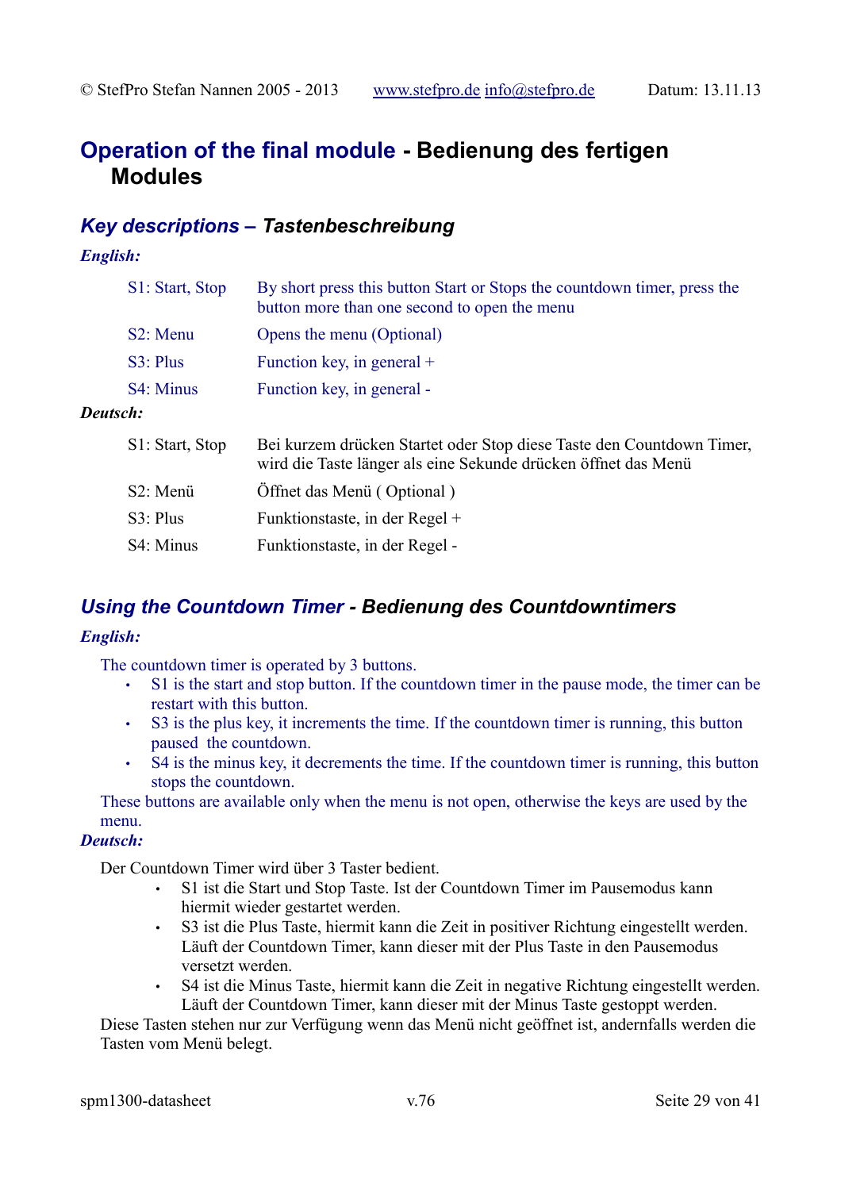## Operation of the final module - Bedienung des fertigen Modules

### *Key descriptions – Tastenbeschreibung*

***English:***

| | |
|---|---|
| S1: Start, Stop | By short press this button Start or Stops the countdown timer, press the button more than one second to open the menu |
| S2: Menu | Opens the menu (Optional) |
| S3: Plus | Function key, in general + |
| S4: Minus | Function key, in general - |

***Deutsch:***

| | |
|---|---|
| S1: Start, Stop | Bei kurzem drücken Startet oder Stop diese Taste den Countdown Timer, wird die Taste länger als eine Sekunde drücken öffnet das Menü |
| S2: Menü | Öffnet das Menü ( Optional ) |
| S3: Plus | Funktionstaste, in der Regel + |
| S4: Minus | Funktionstaste, in der Regel - |

### *Using the Countdown Timer - Bedienung des Countdowntimers*

***English:***

The countdown timer is operated by 3 buttons.

- S1 is the start and stop button. If the countdown timer in the pause mode, the timer can be restart with this button.
- S3 is the plus key, it increments the time. If the countdown timer is running, this button paused the countdown.
- S4 is the minus key, it decrements the time. If the countdown timer is running, this button stops the countdown.

These buttons are available only when the menu is not open, otherwise the keys are used by the menu.

***Deutsch:***

Der Countdown Timer wird über 3 Taster bedient.

- S1 ist die Start und Stop Taste. Ist der Countdown Timer im Pausemodus kann hiermit wieder gestartet werden.
- S3 ist die Plus Taste, hiermit kann die Zeit in positiver Richtung eingestellt werden. Läuft der Countdown Timer, kann dieser mit der Plus Taste in den Pausemodus versetzt werden.
- S4 ist die Minus Taste, hiermit kann die Zeit in negative Richtung eingestellt werden. Läuft der Countdown Timer, kann dieser mit der Minus Taste gestoppt werden.

Diese Tasten stehen nur zur Verfügung wenn das Menü nicht geöffnet ist, andernfalls werden die Tasten vom Menü belegt.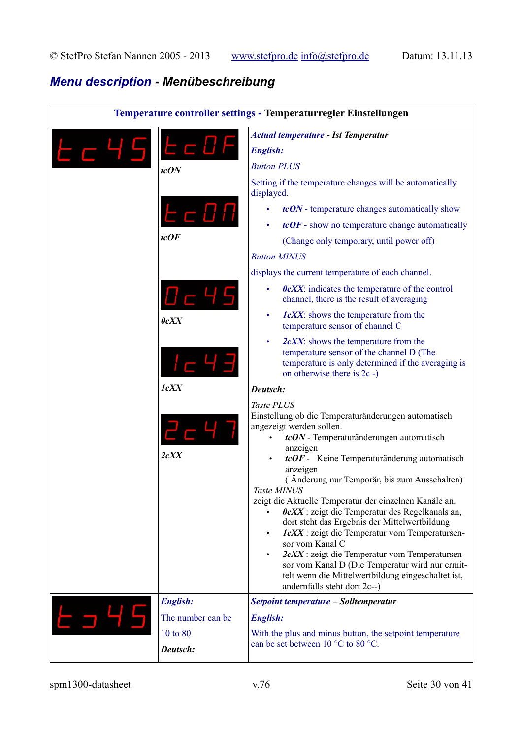## *Menu description* - *Menübeschreibung*

| Temperature controller settings - Temperaturregler Einstellungen | | |
|---|---|---|
| tc45 | tcOF<br>*tcON*<br><br>tcOn<br>*tcOF*<br><br>0c45<br>*0cXX*<br><br>1c43<br>*1cXX*<br><br>2c47<br>*2cXX* | ***Actual temperature*** **- *Ist Temperatur***<br>***English:***<br>*Button PLUS*<br>Setting if the temperature changes will be automatically displayed.<br>• ***tcON*** - temperature changes automatically show<br>• ***tcOF*** - show no temperature change automatically<br>(Change only temporary, until power off)<br>*Button MINUS*<br>displays the current temperature of each channel.<br>• ***0cXX***: indicates the temperature of the control channel, there is the result of averaging<br>• ***1cXX***: shows the temperature from the temperature sensor of channel C<br>• ***2cXX***: shows the temperature from the temperature sensor of the channel D (The temperature is only determined if the averaging is on otherwise there is 2c -)<br>***Deutsch:***<br>*Taste PLUS*<br>Einstellung ob die Temperaturänderungen automatisch angezeigt werden sollen.<br>• ***tcON*** - Temperaturänderungen automatisch anzeigen<br>• ***tcOF*** - Keine Temperaturänderung automatisch anzeigen<br>( Änderung nur Temporär, bis zum Ausschalten)<br>*Taste MINUS*<br>zeigt die Aktuelle Temperatur der einzelnen Kanäle an.<br>• ***0cXX*** : zeigt die Temperatur des Regelkanals an, dort steht das Ergebnis der Mittelwertbildung<br>• ***1cXX*** : zeigt die Temperatur vom Temperatursensor vom Kanal C<br>• ***2cXX*** : zeigt die Temperatur vom Temperatursensor vom Kanal D (Die Temperatur wird nur ermittelt wenn die Mittelwertbildung eingeschaltet ist, andernfalls steht dort 2c--) |
| t345 | ***English:***<br>The number can be<br>10 to 80<br>***Deutsch:*** | ***Setpoint temperature*** **– *Solltemperatur***<br>***English:***<br>With the plus and minus button, the setpoint temperature can be set between 10 °C to 80 °C. |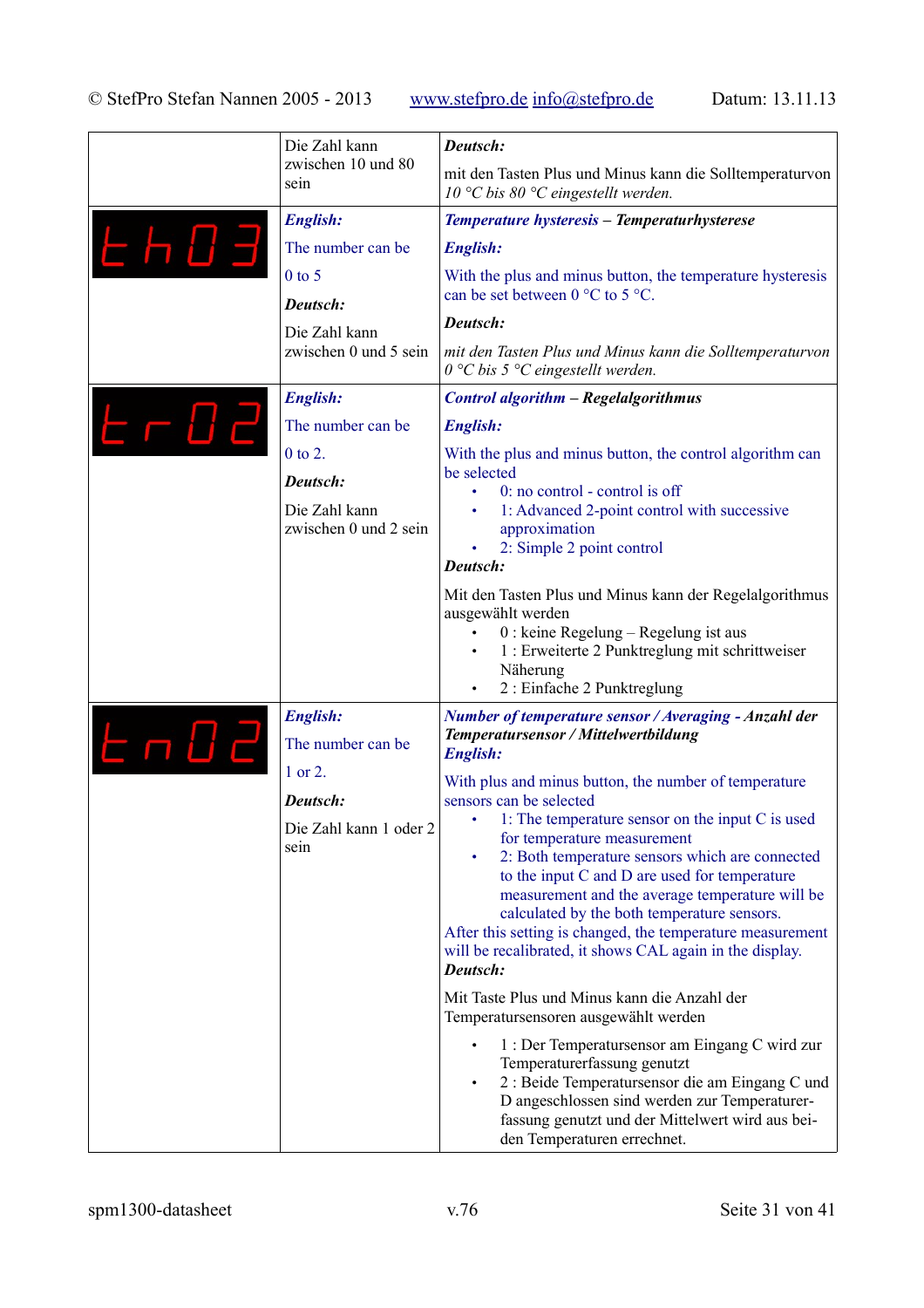| | | |
|---|---|---|
| | Die Zahl kann zwischen 10 und 80 sein | ***Deutsch:*** <br> mit den Tasten Plus und Minus kann die Solltemperaturvon *10 °C bis 80 °C eingestellt werden.* |
| th03 | ***English:*** <br> The number can be <br> 0 to 5 <br> ***Deutsch:*** <br> Die Zahl kann zwischen 0 und 5 sein | ***Temperature hysteresis – Temperaturhysterese*** <br> ***English:*** <br> With the plus and minus button, the temperature hysteresis can be set between 0 °C to 5 °C. <br> ***Deutsch:*** <br> *mit den Tasten Plus und Minus kann die Solltemperaturvon 0 °C bis 5 °C eingestellt werden.* |
| tr02 | ***English:*** <br> The number can be <br> 0 to 2. <br> ***Deutsch:*** <br> Die Zahl kann zwischen 0 und 2 sein | ***Control algorithm – Regelalgorithmus*** <br> ***English:*** <br> With the plus and minus button, the control algorithm can be selected <br> • 0: no control - control is off <br> • 1: Advanced 2-point control with successive approximation <br> • 2: Simple 2 point control <br> ***Deutsch:*** <br> Mit den Tasten Plus und Minus kann der Regelalgorithmus ausgewählt werden <br> • 0 : keine Regelung – Regelung ist aus <br> • 1 : Erweiterte 2 Punktreglung mit schrittweiser Näherung <br> • 2 : Einfache 2 Punktreglung |
| tn02 | ***English:*** <br> The number can be <br> 1 or 2. <br> ***Deutsch:*** <br> Die Zahl kann 1 oder 2 sein | ***Number of temperature sensor / Averaging - Anzahl der Temperatursensor / Mittelwertbildung*** <br> ***English:*** <br> With plus and minus button, the number of temperature sensors can be selected <br> • 1: The temperature sensor on the input C is used for temperature measurement <br> • 2: Both temperature sensors which are connected to the input C and D are used for temperature measurement and the average temperature will be calculated by the both temperature sensors. <br> After this setting is changed, the temperature measurement will be recalibrated, it shows CAL again in the display. <br> ***Deutsch:*** <br> Mit Taste Plus und Minus kann die Anzahl der Temperatursensoren ausgewählt werden <br> • 1 : Der Temperatursensor am Eingang C wird zur Temperaturerfassung genutzt <br> • 2 : Beide Temperatursensor die am Eingang C und D angeschlossen sind werden zur Temperaturer-fassung genutzt und der Mittelwert wird aus bei-den Temperaturen errechnet. |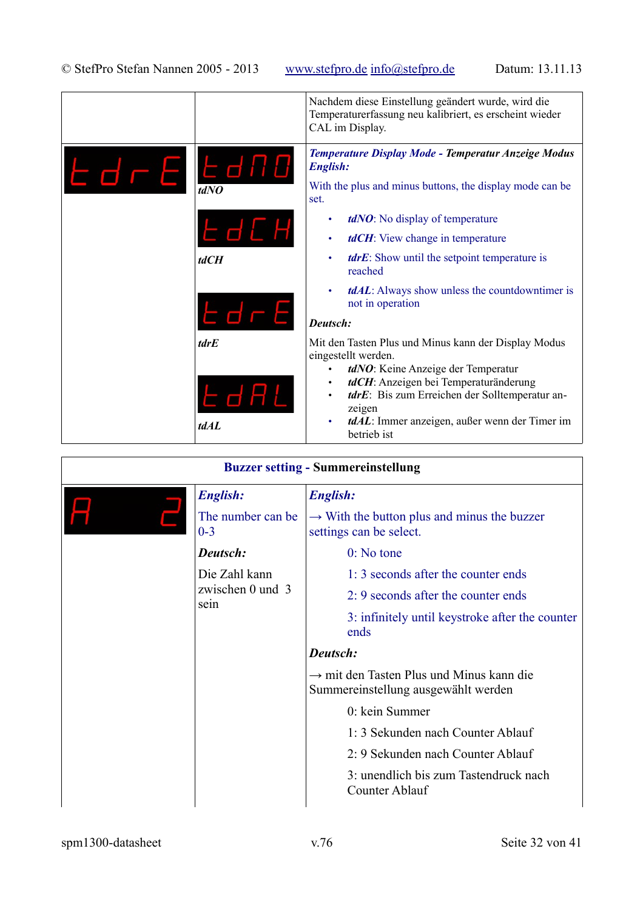| | | |
|---|---|---|
| | | Nachdem diese Einstellung geändert wurde, wird die Temperaturerfassung neu kalibriert, es erscheint wieder CAL im Display. |
| tdrE | tdNO<br><br>tdCH<br><br>tdrE<br><br>tdAL | ***Temperature Display Mode* - *Temperatur Anzeige Modus***<br>***English:***<br>With the plus and minus buttons, the display mode can be set.<br>• ***tdNO***: No display of temperature<br>• ***tdCH***: View change in temperature<br>• ***tdrE***: Show until the setpoint temperature is reached<br>• ***tdAL***: Always show unless the countdowntimer is not in operation<br>***Deutsch:***<br>Mit den Tasten Plus und Minus kann der Display Modus eingestellt werden.<br>• ***tdNO***: Keine Anzeige der Temperatur<br>• ***tdCH***: Anzeigen bei Temperaturänderung<br>• ***tdrE***: Bis zum Erreichen der Solltemperatur anzeigen<br>• ***tdAL***: Immer anzeigen, außer wenn der Timer im betrieb ist |

| **Buzzer setting - Summereinstellung** | | |
|---|---|---|
| A 2 | ***English:***<br>The number can be 0-3<br>***Deutsch:***<br>Die Zahl kann zwischen 0 und 3 sein | ***English:***<br>→ With the button plus and minus the buzzer settings can be select.<br>0: No tone<br>1: 3 seconds after the counter ends<br>2: 9 seconds after the counter ends<br>3: infinitely until keystroke after the counter ends<br>***Deutsch:***<br>→ mit den Tasten Plus und Minus kann die Summereinstellung ausgewählt werden<br>0: kein Summer<br>1: 3 Sekunden nach Counter Ablauf<br>2: 9 Sekunden nach Counter Ablauf<br>3: unendlich bis zum Tastendruck nach Counter Ablauf |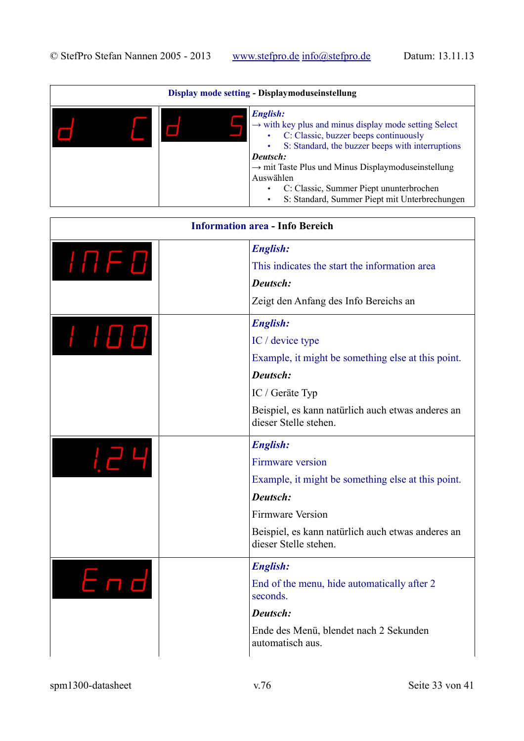| Display mode setting - Displaymoduseinstellung | | |
|---|---|---|
| d C | d S | ***English:***<br>→ with key plus and minus display mode setting Select<br>• C: Classic, buzzer beeps continuously<br>• S: Standard, the buzzer beeps with interruptions<br>***Deutsch:***<br>→ mit Taste Plus und Minus Displaymoduseinstellung Auswählen<br>• C: Classic, Summer Piept ununterbrochen<br>• S: Standard, Summer Piept mit Unterbrechungen |

| Information area - Info Bereich | | |
|---|---|---|
| INFO | | ***English:***<br>This indicates the start the information area<br>***Deutsch:***<br>Zeigt den Anfang des Info Bereichs an |
| I 100 | | ***English:***<br>IC / device type<br>Example, it might be something else at this point.<br>***Deutsch:***<br>IC / Geräte Typ<br>Beispiel, es kann natürlich auch etwas anderes an dieser Stelle stehen. |
| 1.24 | | ***English:***<br>Firmware version<br>Example, it might be something else at this point.<br>***Deutsch:***<br>Firmware Version<br>Beispiel, es kann natürlich auch etwas anderes an dieser Stelle stehen. |
| End | | ***English:***<br>End of the menu, hide automatically after 2 seconds.<br>***Deutsch:***<br>Ende des Menü, blendet nach 2 Sekunden automatisch aus. |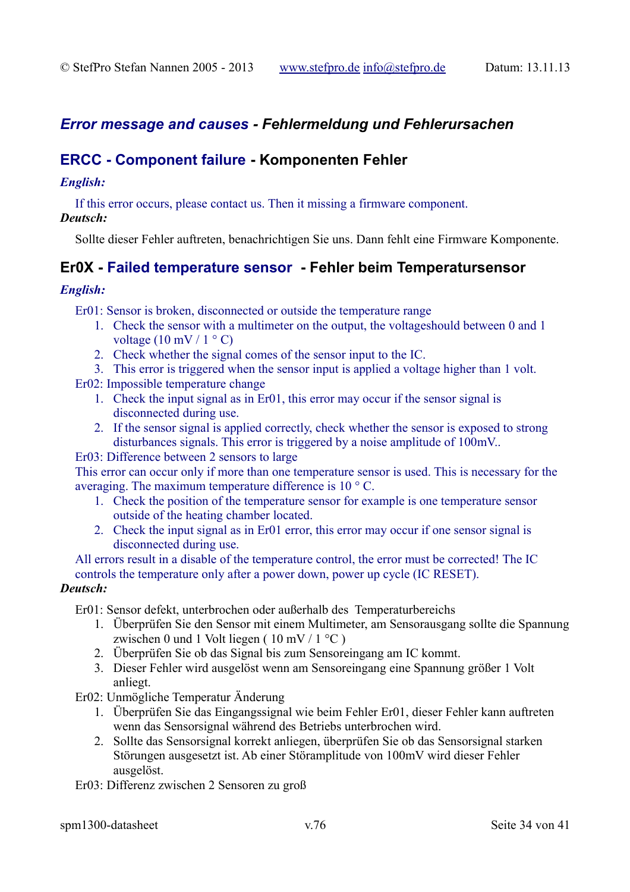## *Error message and causes - Fehlermeldung und Fehlerursachen*

### ERCC - Component failure - Komponenten Fehler

***English:***

If this error occurs, please contact us. Then it missing a firmware component.

***Deutsch:***

Sollte dieser Fehler auftreten, benachrichtigen Sie uns. Dann fehlt eine Firmware Komponente.

### Er0X - Failed temperature sensor - Fehler beim Temperatursensor

***English:***

Er01: Sensor is broken, disconnected or outside the temperature range

1. Check the sensor with a multimeter on the output, the voltageshould between 0 and 1 voltage (10 mV / 1 ° C)
2. Check whether the signal comes of the sensor input to the IC.
3. This error is triggered when the sensor input is applied a voltage higher than 1 volt.

Er02: Impossible temperature change

1. Check the input signal as in Er01, this error may occur if the sensor signal is disconnected during use.
2. If the sensor signal is applied correctly, check whether the sensor is exposed to strong disturbances signals. This error is triggered by a noise amplitude of 100mV..

Er03: Difference between 2 sensors to large

This error can occur only if more than one temperature sensor is used. This is necessary for the averaging. The maximum temperature difference is 10 ° C.

1. Check the position of the temperature sensor for example is one temperature sensor outside of the heating chamber located.
2. Check the input signal as in Er01 error, this error may occur if one sensor signal is disconnected during use.

All errors result in a disable of the temperature control, the error must be corrected! The IC controls the temperature only after a power down, power up cycle (IC RESET).

***Deutsch:***

Er01: Sensor defekt, unterbrochen oder außerhalb des Temperaturbereichs

1. Überprüfen Sie den Sensor mit einem Multimeter, am Sensorausgang sollte die Spannung zwischen 0 und 1 Volt liegen ( 10 mV / 1 °C )
2. Überprüfen Sie ob das Signal bis zum Sensoreingang am IC kommt.
3. Dieser Fehler wird ausgelöst wenn am Sensoreingang eine Spannung größer 1 Volt anliegt.

Er02: Unmögliche Temperatur Änderung

1. Überprüfen Sie das Eingangssignal wie beim Fehler Er01, dieser Fehler kann auftreten wenn das Sensorsignal während des Betriebs unterbrochen wird.
2. Sollte das Sensorsignal korrekt anliegen, überprüfen Sie ob das Sensorsignal starken Störungen ausgesetzt ist. Ab einer Störamplitude von 100mV wird dieser Fehler ausgelöst.

Er03: Differenz zwischen 2 Sensoren zu groß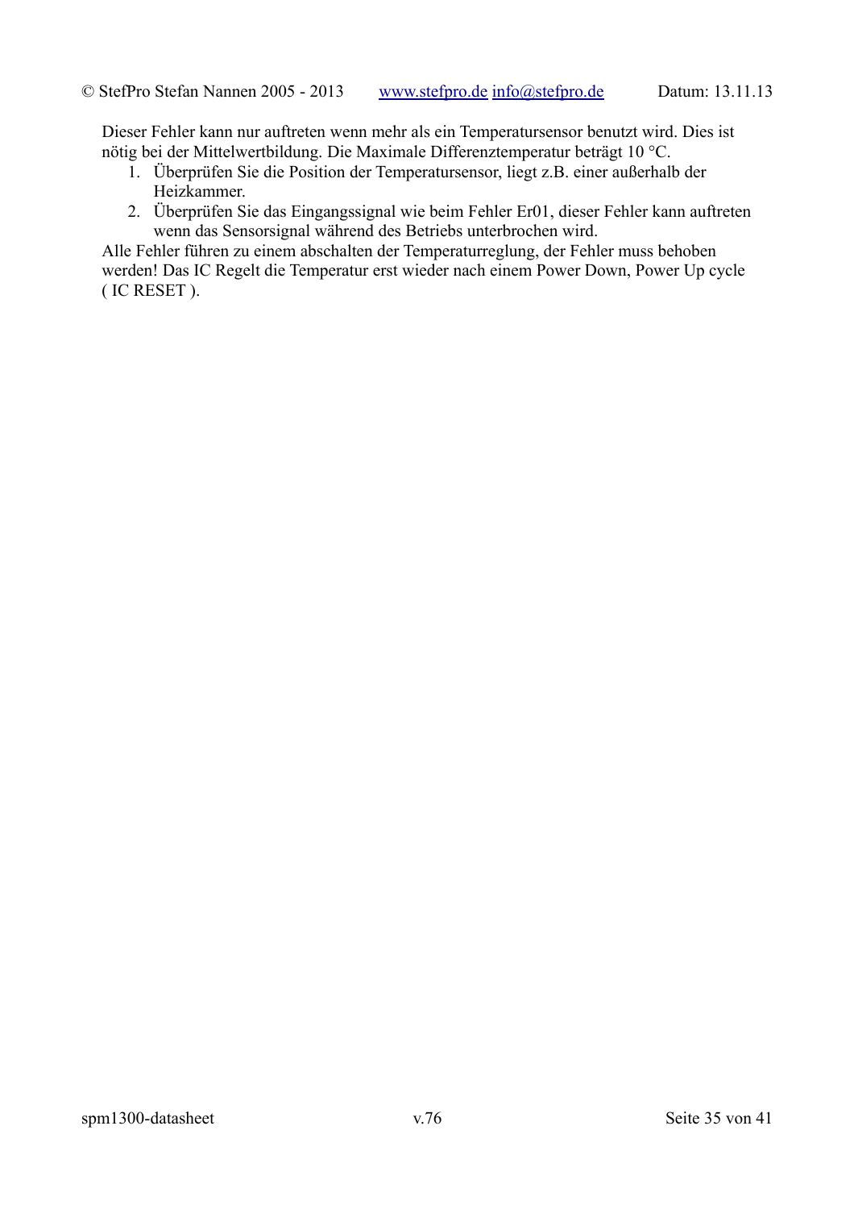Dieser Fehler kann nur auftreten wenn mehr als ein Temperatursensor benutzt wird. Dies ist nötig bei der Mittelwertbildung. Die Maximale Differenztemperatur beträgt 10 °C.

1. Überprüfen Sie die Position der Temperatursensor, liegt z.B. einer außerhalb der Heizkammer.
2. Überprüfen Sie das Eingangssignal wie beim Fehler Er01, dieser Fehler kann auftreten wenn das Sensorsignal während des Betriebs unterbrochen wird.

Alle Fehler führen zu einem abschalten der Temperaturreglung, der Fehler muss behoben werden! Das IC Regelt die Temperatur erst wieder nach einem Power Down, Power Up cycle ( IC RESET ).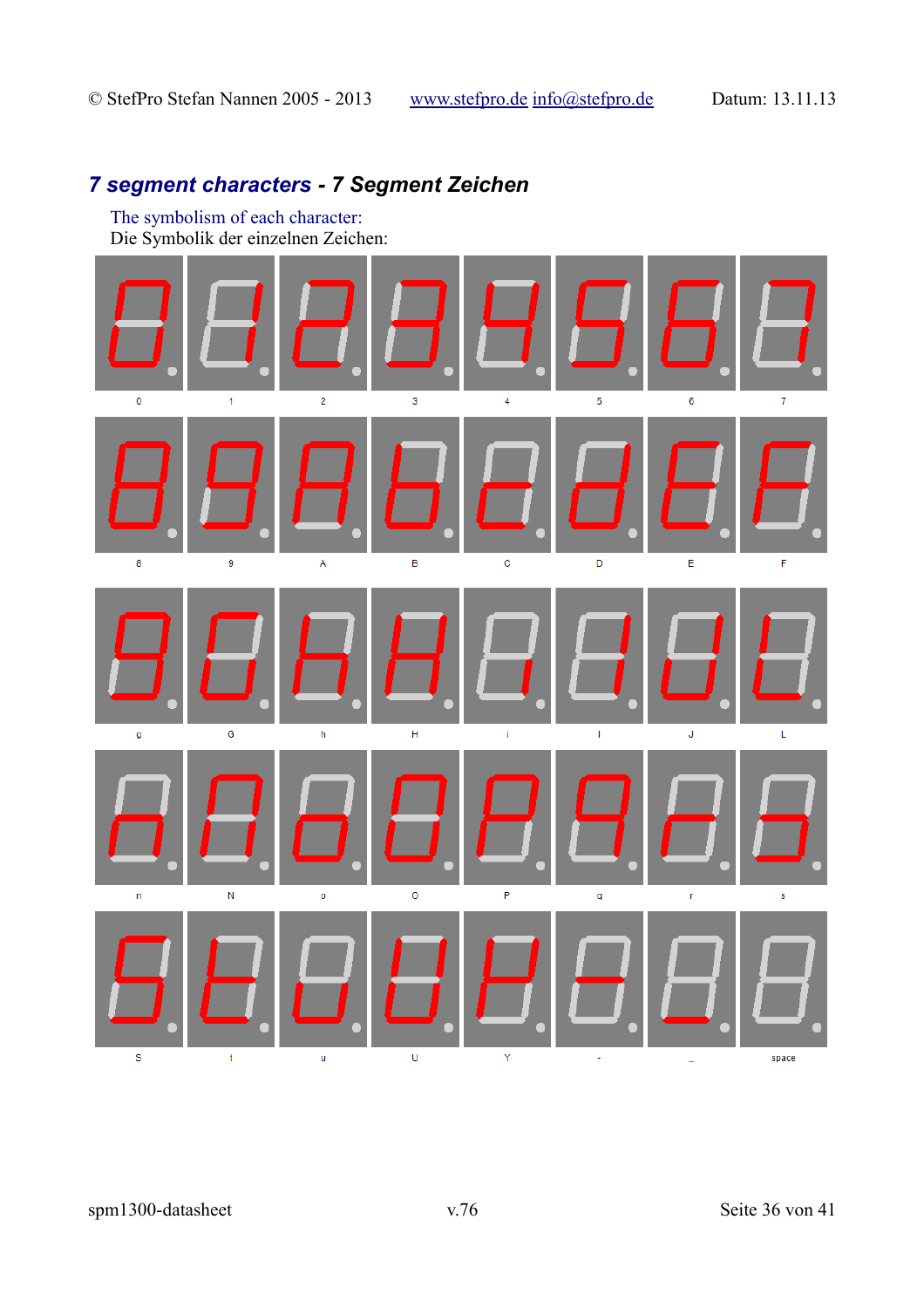## *7 segment characters - 7 Segment Zeichen*

The symbolism of each character:
Die Symbolik der einzelnen Zeichen:

0 1 2 3 4 5 6 7

8 9 A B C D E F

g G h H i I J L

n N o O P q r s

S t u U Y - _ space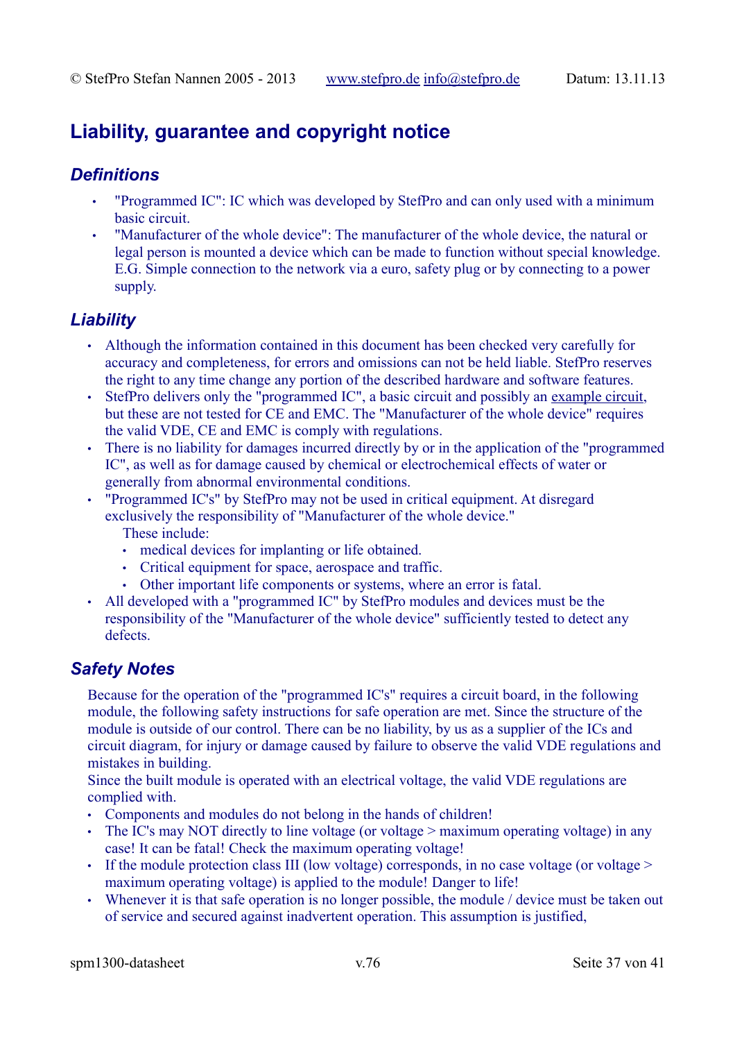# Liability, guarantee and copyright notice

## *Definitions*

- "Programmed IC": IC which was developed by StefPro and can only used with a minimum basic circuit.
- "Manufacturer of the whole device": The manufacturer of the whole device, the natural or legal person is mounted a device which can be made to function without special knowledge. E.G. Simple connection to the network via a euro, safety plug or by connecting to a power supply.

## *Liability*

- Although the information contained in this document has been checked very carefully for accuracy and completeness, for errors and omissions can not be held liable. StefPro reserves the right to any time change any portion of the described hardware and software features.
- StefPro delivers only the "programmed IC", a basic circuit and possibly an example circuit, but these are not tested for CE and EMC. The "Manufacturer of the whole device" requires the valid VDE, CE and EMC is comply with regulations.
- There is no liability for damages incurred directly by or in the application of the "programmed IC", as well as for damage caused by chemical or electrochemical effects of water or generally from abnormal environmental conditions.
- "Programmed IC's" by StefPro may not be used in critical equipment. At disregard exclusively the responsibility of "Manufacturer of the whole device."
  These include:
  - medical devices for implanting or life obtained.
  - Critical equipment for space, aerospace and traffic.
  - Other important life components or systems, where an error is fatal.
- All developed with a "programmed IC" by StefPro modules and devices must be the responsibility of the "Manufacturer of the whole device" sufficiently tested to detect any defects.

## *Safety Notes*

Because for the operation of the "programmed IC's" requires a circuit board, in the following module, the following safety instructions for safe operation are met. Since the structure of the module is outside of our control. There can be no liability, by us as a supplier of the ICs and circuit diagram, for injury or damage caused by failure to observe the valid VDE regulations and mistakes in building.
Since the built module is operated with an electrical voltage, the valid VDE regulations are complied with.

- Components and modules do not belong in the hands of children!
- The IC's may NOT directly to line voltage (or voltage > maximum operating voltage) in any case! It can be fatal! Check the maximum operating voltage!
- If the module protection class III (low voltage) corresponds, in no case voltage (or voltage > maximum operating voltage) is applied to the module! Danger to life!
- Whenever it is that safe operation is no longer possible, the module / device must be taken out of service and secured against inadvertent operation. This assumption is justified,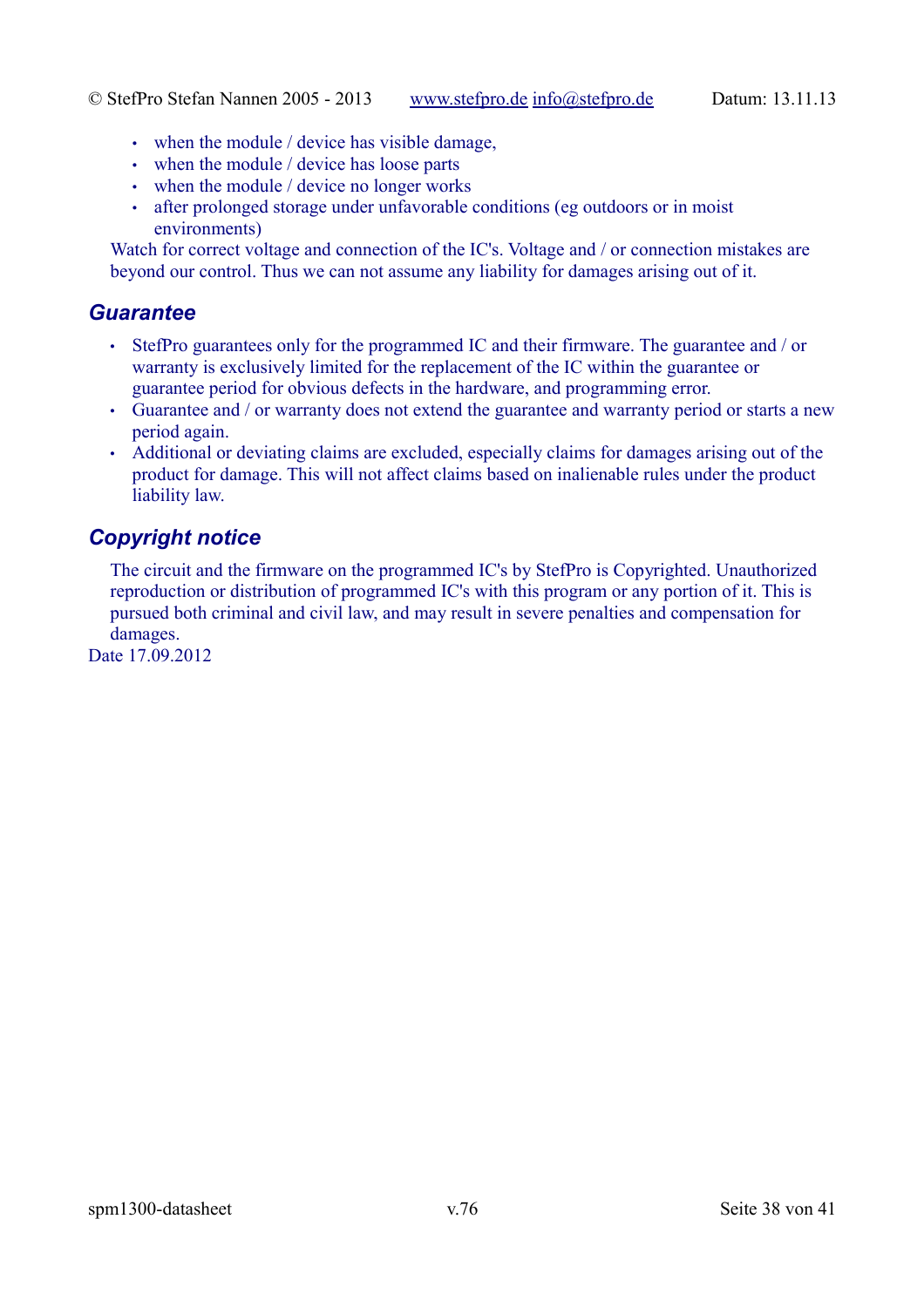- when the module / device has visible damage,
- when the module / device has loose parts
- when the module / device no longer works
- after prolonged storage under unfavorable conditions (eg outdoors or in moist environments)

Watch for correct voltage and connection of the IC's. Voltage and / or connection mistakes are beyond our control. Thus we can not assume any liability for damages arising out of it.

## *Guarantee*

- StefPro guarantees only for the programmed IC and their firmware. The guarantee and / or warranty is exclusively limited for the replacement of the IC within the guarantee or guarantee period for obvious defects in the hardware, and programming error.
- Guarantee and / or warranty does not extend the guarantee and warranty period or starts a new period again.
- Additional or deviating claims are excluded, especially claims for damages arising out of the product for damage. This will not affect claims based on inalienable rules under the product liability law.

## *Copyright notice*

The circuit and the firmware on the programmed IC's by StefPro is Copyrighted. Unauthorized reproduction or distribution of programmed IC's with this program or any portion of it. This is pursued both criminal and civil law, and may result in severe penalties and compensation for damages.

Date 17.09.2012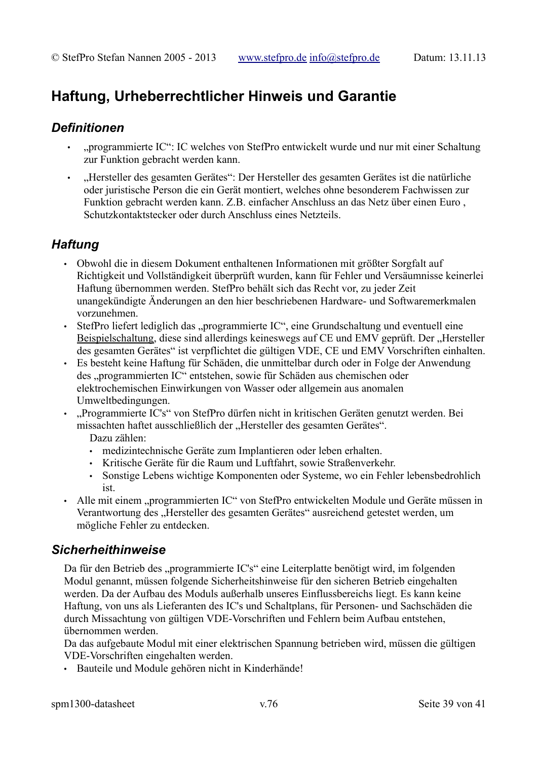## Haftung, Urheberrechtlicher Hinweis und Garantie

### *Definitionen*

- „programmierte IC“: IC welches von StefPro entwickelt wurde und nur mit einer Schaltung zur Funktion gebracht werden kann.
- „Hersteller des gesamten Gerätes“: Der Hersteller des gesamten Gerätes ist die natürliche oder juristische Person die ein Gerät montiert, welches ohne besonderem Fachwissen zur Funktion gebracht werden kann. Z.B. einfacher Anschluss an das Netz über einen Euro , Schutzkontaktstecker oder durch Anschluss eines Netzteils.

### *Haftung*

- Obwohl die in diesem Dokument enthaltenen Informationen mit größter Sorgfalt auf Richtigkeit und Vollständigkeit überprüft wurden, kann für Fehler und Versäumnisse keinerlei Haftung übernommen werden. StefPro behält sich das Recht vor, zu jeder Zeit unangekündigte Änderungen an den hier beschriebenen Hardware- und Softwaremerkmalen vorzunehmen.
- StefPro liefert lediglich das „programmierte IC“, eine Grundschaltung und eventuell eine Beispielschaltung, diese sind allerdings keineswegs auf CE und EMV geprüft. Der „Hersteller des gesamten Gerätes“ ist verpflichtet die gültigen VDE, CE und EMV Vorschriften einhalten.
- Es besteht keine Haftung für Schäden, die unmittelbar durch oder in Folge der Anwendung des „programmierten IC“ entstehen, sowie für Schäden aus chemischen oder elektrochemischen Einwirkungen von Wasser oder allgemein aus anomalen Umweltbedingungen.
- „Programmierte IC's“ von StefPro dürfen nicht in kritischen Geräten genutzt werden. Bei missachten haftet ausschließlich der „Hersteller des gesamten Gerätes“.
  Dazu zählen:
  - medizintechnische Geräte zum Implantieren oder leben erhalten.
  - Kritische Geräte für die Raum und Luftfahrt, sowie Straßenverkehr.
  - Sonstige Lebens wichtige Komponenten oder Systeme, wo ein Fehler lebensbedrohlich ist.
- Alle mit einem „programmierten IC“ von StefPro entwickelten Module und Geräte müssen in Verantwortung des „Hersteller des gesamten Gerätes“ ausreichend getestet werden, um mögliche Fehler zu entdecken.

### *Sicherheithinweise*

Da für den Betrieb des „programmierte IC's“ eine Leiterplatte benötigt wird, im folgenden Modul genannt, müssen folgende Sicherheitshinweise für den sicheren Betrieb eingehalten werden. Da der Aufbau des Moduls außerhalb unseres Einflussbereichs liegt. Es kann keine Haftung, von uns als Lieferanten des IC's und Schaltplans, für Personen- und Sachschäden die durch Missachtung von gültigen VDE-Vorschriften und Fehlern beim Aufbau entstehen, übernommen werden.
Da das aufgebaute Modul mit einer elektrischen Spannung betrieben wird, müssen die gültigen VDE-Vorschriften eingehalten werden.

- Bauteile und Module gehören nicht in Kinderhände!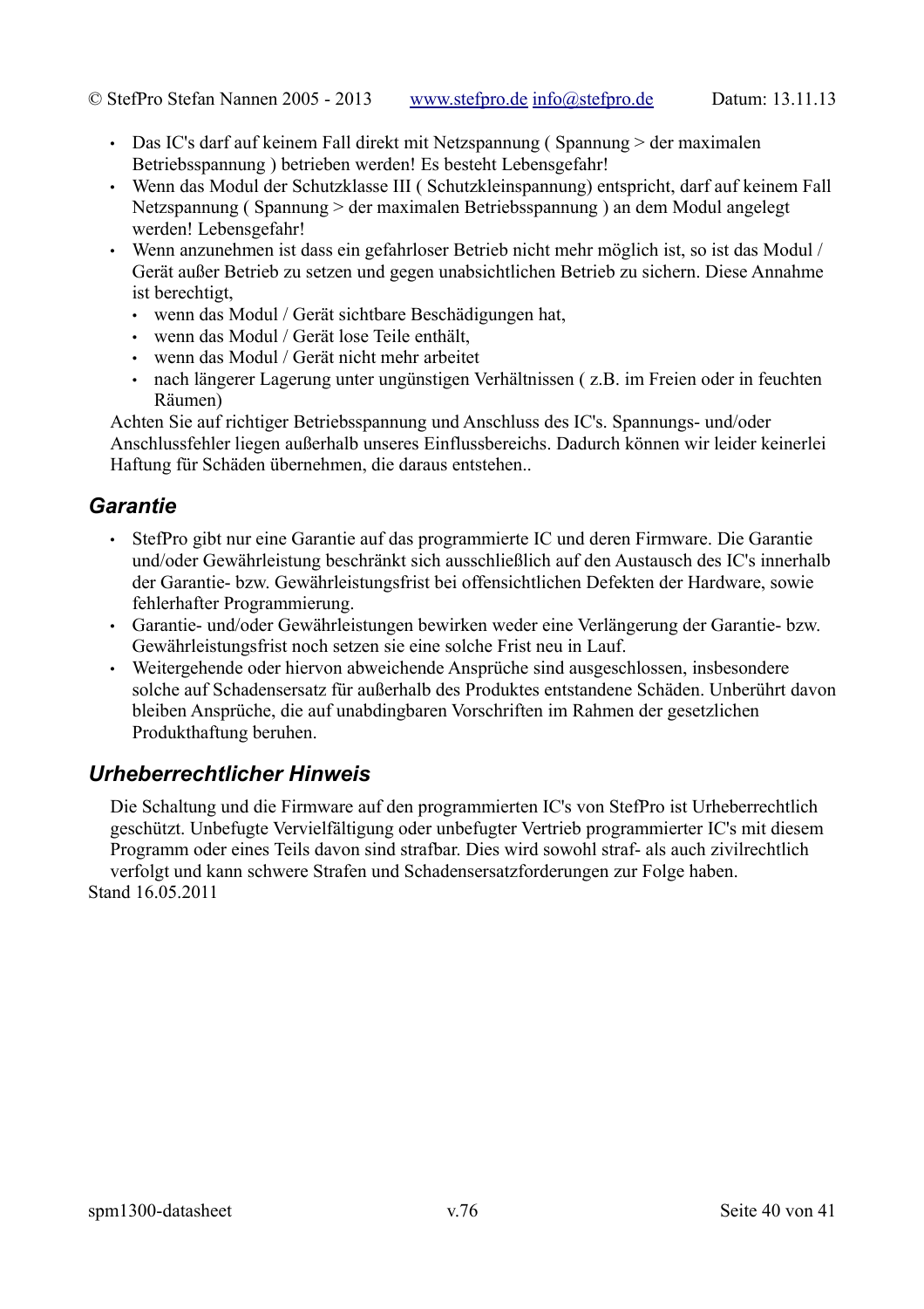- Das IC's darf auf keinem Fall direkt mit Netzspannung ( Spannung > der maximalen Betriebsspannung ) betrieben werden! Es besteht Lebensgefahr!
- Wenn das Modul der Schutzklasse III ( Schutzkleinspannung) entspricht, darf auf keinem Fall Netzspannung ( Spannung > der maximalen Betriebsspannung ) an dem Modul angelegt werden! Lebensgefahr!
- Wenn anzunehmen ist dass ein gefahrloser Betrieb nicht mehr möglich ist, so ist das Modul / Gerät außer Betrieb zu setzen und gegen unabsichtlichen Betrieb zu sichern. Diese Annahme ist berechtigt,
  - wenn das Modul / Gerät sichtbare Beschädigungen hat,
  - wenn das Modul / Gerät lose Teile enthält,
  - wenn das Modul / Gerät nicht mehr arbeitet
  - nach längerer Lagerung unter ungünstigen Verhältnissen ( z.B. im Freien oder in feuchten Räumen)

Achten Sie auf richtiger Betriebsspannung und Anschluss des IC's. Spannungs- und/oder Anschlussfehler liegen außerhalb unseres Einflussbereichs. Dadurch können wir leider keinerlei Haftung für Schäden übernehmen, die daraus entstehen..

## *Garantie*

- StefPro gibt nur eine Garantie auf das programmierte IC und deren Firmware. Die Garantie und/oder Gewährleistung beschränkt sich ausschließlich auf den Austausch des IC's innerhalb der Garantie- bzw. Gewährleistungsfrist bei offensichtlichen Defekten der Hardware, sowie fehlerhafter Programmierung.
- Garantie- und/oder Gewährleistungen bewirken weder eine Verlängerung der Garantie- bzw. Gewährleistungsfrist noch setzen sie eine solche Frist neu in Lauf.
- Weitergehende oder hiervon abweichende Ansprüche sind ausgeschlossen, insbesondere solche auf Schadensersatz für außerhalb des Produktes entstandene Schäden. Unberührt davon bleiben Ansprüche, die auf unabdingbaren Vorschriften im Rahmen der gesetzlichen Produkthaftung beruhen.

## *Urheberrechtlicher Hinweis*

Die Schaltung und die Firmware auf den programmierten IC's von StefPro ist Urheberrechtlich geschützt. Unbefugte Vervielfältigung oder unbefugter Vertrieb programmierter IC's mit diesem Programm oder eines Teils davon sind strafbar. Dies wird sowohl straf- als auch zivilrechtlich verfolgt und kann schwere Strafen und Schadensersatzforderungen zur Folge haben.

Stand 16.05.2011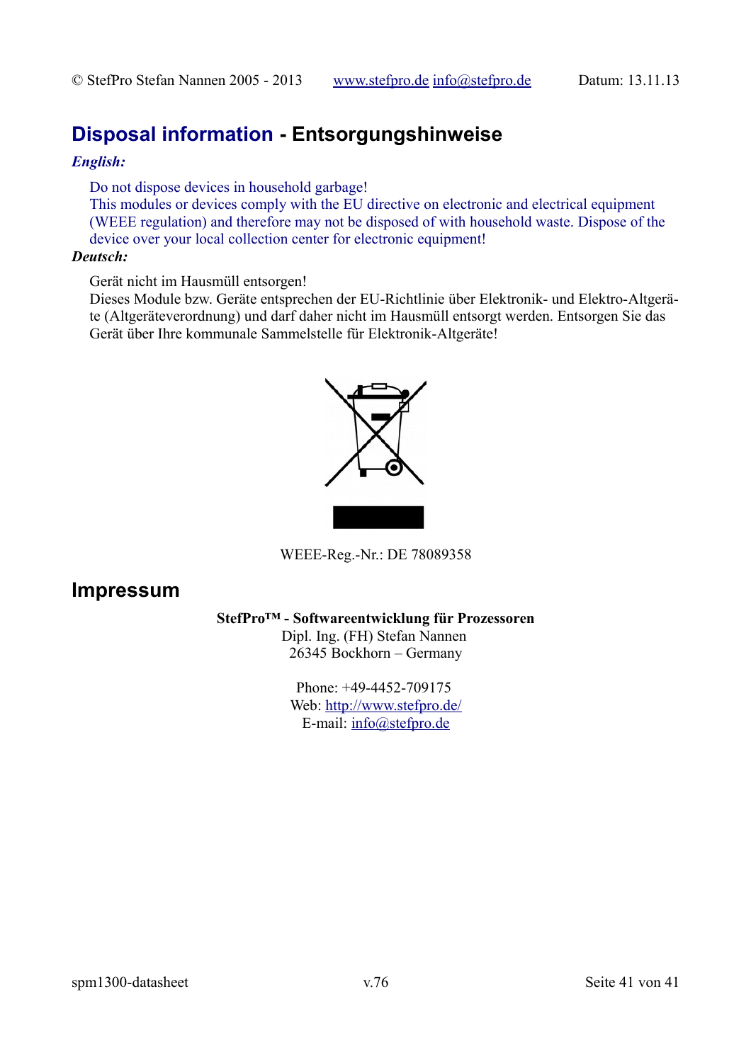# Disposal information - Entsorgungshinweise

***English:***

Do not dispose devices in household garbage!
This modules or devices comply with the EU directive on electronic and electrical equipment (WEEE regulation) and therefore may not be disposed of with household waste. Dispose of the device over your local collection center for electronic equipment!

***Deutsch:***

Gerät nicht im Hausmüll entsorgen!
Dieses Module bzw. Geräte entsprechen der EU-Richtlinie über Elektronik- und Elektro-Altgeräte (Altgeräteverordnung) und darf daher nicht im Hausmüll entsorgt werden. Entsorgen Sie das Gerät über Ihre kommunale Sammelstelle für Elektronik-Altgeräte!

WEEE-Reg.-Nr.: DE 78089358

# Impressum

**StefPro™ - Softwareentwicklung für Prozessoren**
Dipl. Ing. (FH) Stefan Nannen
26345 Bockhorn – Germany

Phone: +49-4452-709175
Web: http://www.stefpro.de/
E-mail: info@stefpro.de